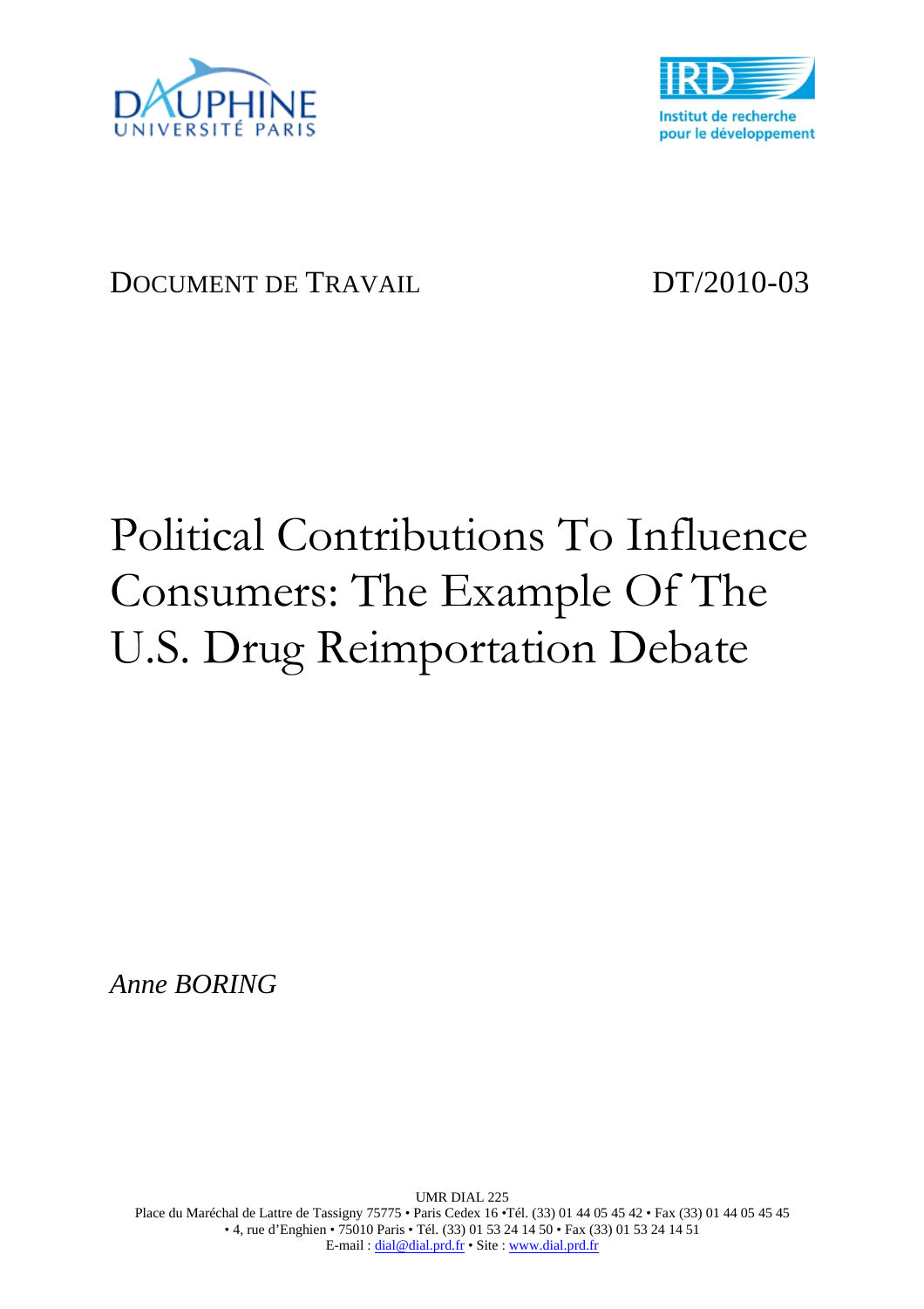DAUPHINE UNIVERSITÉ PARIS

IRD Institut de recherche pour le développement

DOCUMENT DE TRAVAIL DT/2010-03

# Political Contributions To Influence Consumers: The Example Of The U.S. Drug Reimportation Debate

*Anne BORING*

UMR DIAL 225
Place du Maréchal de Lattre de Tassigny 75775 • Paris Cedex 16 •Tél. (33) 01 44 05 45 42 • Fax (33) 01 44 05 45 45
• 4, rue d'Enghien • 75010 Paris • Tél. (33) 01 53 24 14 50 • Fax (33) 01 53 24 14 51
E-mail : dial@dial.prd.fr • Site : www.dial.prd.fr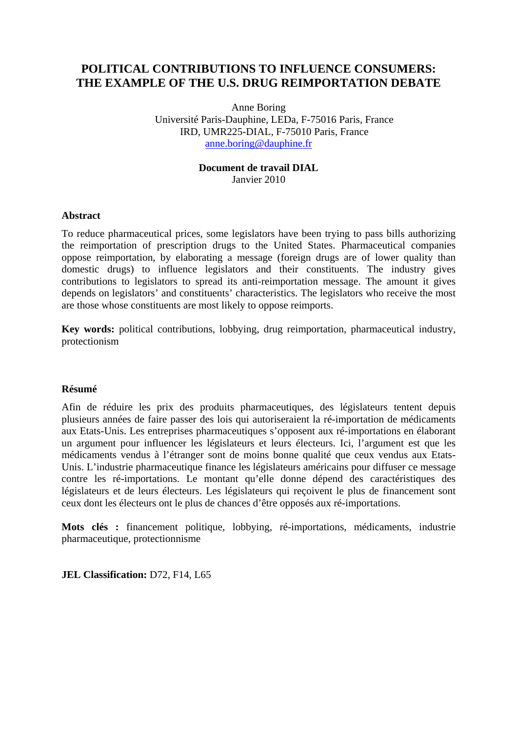# POLITICAL CONTRIBUTIONS TO INFLUENCE CONSUMERS: THE EXAMPLE OF THE U.S. DRUG REIMPORTATION DEBATE

Anne Boring
Université Paris-Dauphine, LEDa, F-75016 Paris, France
IRD, UMR225-DIAL, F-75010 Paris, France
anne.boring@dauphine.fr

**Document de travail DIAL**
Janvier 2010

### Abstract

To reduce pharmaceutical prices, some legislators have been trying to pass bills authorizing the reimportation of prescription drugs to the United States. Pharmaceutical companies oppose reimportation, by elaborating a message (foreign drugs are of lower quality than domestic drugs) to influence legislators and their constituents. The industry gives contributions to legislators to spread its anti-reimportation message. The amount it gives depends on legislators' and constituents' characteristics. The legislators who receive the most are those whose constituents are most likely to oppose reimports.

**Key words:** political contributions, lobbying, drug reimportation, pharmaceutical industry, protectionism

### Résumé

Afin de réduire les prix des produits pharmaceutiques, des législateurs tentent depuis plusieurs années de faire passer des lois qui autoriseraient la ré-importation de médicaments aux Etats-Unis. Les entreprises pharmaceutiques s'opposent aux ré-importations en élaborant un argument pour influencer les législateurs et leurs électeurs. Ici, l'argument est que les médicaments vendus à l'étranger sont de moins bonne qualité que ceux vendus aux Etats-Unis. L'industrie pharmaceutique finance les législateurs américains pour diffuser ce message contre les ré-importations. Le montant qu'elle donne dépend des caractéristiques des législateurs et de leurs électeurs. Les législateurs qui reçoivent le plus de financement sont ceux dont les électeurs ont le plus de chances d'être opposés aux ré-importations.

**Mots clés :** financement politique, lobbying, ré-importations, médicaments, industrie pharmaceutique, protectionnisme

**JEL Classification:** D72, F14, L65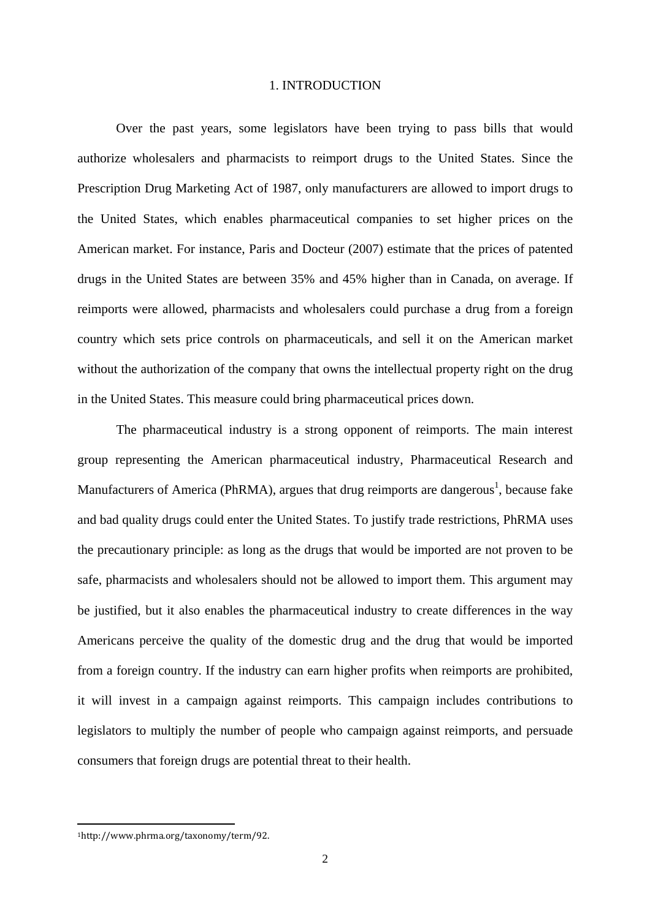# 1. INTRODUCTION

Over the past years, some legislators have been trying to pass bills that would authorize wholesalers and pharmacists to reimport drugs to the United States. Since the Prescription Drug Marketing Act of 1987, only manufacturers are allowed to import drugs to the United States, which enables pharmaceutical companies to set higher prices on the American market. For instance, Paris and Docteur (2007) estimate that the prices of patented drugs in the United States are between 35% and 45% higher than in Canada, on average. If reimports were allowed, pharmacists and wholesalers could purchase a drug from a foreign country which sets price controls on pharmaceuticals, and sell it on the American market without the authorization of the company that owns the intellectual property right on the drug in the United States. This measure could bring pharmaceutical prices down.

The pharmaceutical industry is a strong opponent of reimports. The main interest group representing the American pharmaceutical industry, Pharmaceutical Research and Manufacturers of America (PhRMA), argues that drug reimports are dangerous[1], because fake and bad quality drugs could enter the United States. To justify trade restrictions, PhRMA uses the precautionary principle: as long as the drugs that would be imported are not proven to be safe, pharmacists and wholesalers should not be allowed to import them. This argument may be justified, but it also enables the pharmaceutical industry to create differences in the way Americans perceive the quality of the domestic drug and the drug that would be imported from a foreign country. If the industry can earn higher profits when reimports are prohibited, it will invest in a campaign against reimports. This campaign includes contributions to legislators to multiply the number of people who campaign against reimports, and persuade consumers that foreign drugs are potential threat to their health.

[1] http://www.phrma.org/taxonomy/term/92.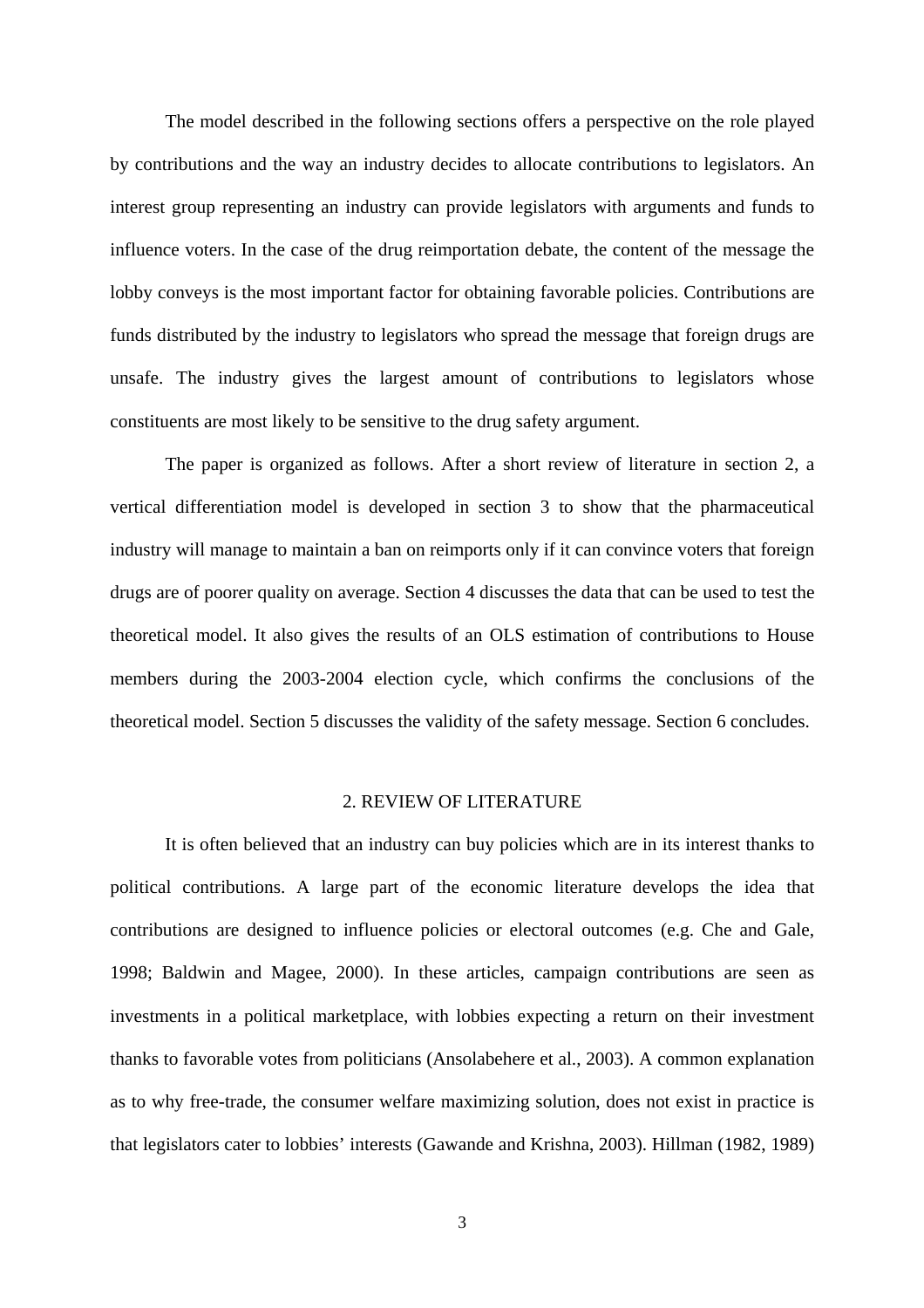The model described in the following sections offers a perspective on the role played by contributions and the way an industry decides to allocate contributions to legislators. An interest group representing an industry can provide legislators with arguments and funds to influence voters. In the case of the drug reimportation debate, the content of the message the lobby conveys is the most important factor for obtaining favorable policies. Contributions are funds distributed by the industry to legislators who spread the message that foreign drugs are unsafe. The industry gives the largest amount of contributions to legislators whose constituents are most likely to be sensitive to the drug safety argument.

The paper is organized as follows. After a short review of literature in section 2, a vertical differentiation model is developed in section 3 to show that the pharmaceutical industry will manage to maintain a ban on reimports only if it can convince voters that foreign drugs are of poorer quality on average. Section 4 discusses the data that can be used to test the theoretical model. It also gives the results of an OLS estimation of contributions to House members during the 2003-2004 election cycle, which confirms the conclusions of the theoretical model. Section 5 discusses the validity of the safety message. Section 6 concludes.

## 2. REVIEW OF LITERATURE

It is often believed that an industry can buy policies which are in its interest thanks to political contributions. A large part of the economic literature develops the idea that contributions are designed to influence policies or electoral outcomes (e.g. Che and Gale, 1998; Baldwin and Magee, 2000). In these articles, campaign contributions are seen as investments in a political marketplace, with lobbies expecting a return on their investment thanks to favorable votes from politicians (Ansolabehere et al., 2003). A common explanation as to why free-trade, the consumer welfare maximizing solution, does not exist in practice is that legislators cater to lobbies' interests (Gawande and Krishna, 2003). Hillman (1982, 1989)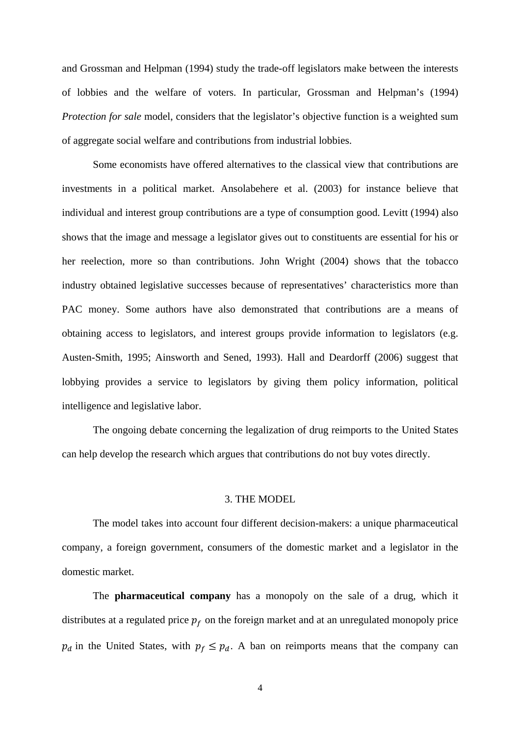and Grossman and Helpman (1994) study the trade-off legislators make between the interests of lobbies and the welfare of voters. In particular, Grossman and Helpman's (1994) *Protection for sale* model, considers that the legislator's objective function is a weighted sum of aggregate social welfare and contributions from industrial lobbies.

Some economists have offered alternatives to the classical view that contributions are investments in a political market. Ansolabehere et al. (2003) for instance believe that individual and interest group contributions are a type of consumption good. Levitt (1994) also shows that the image and message a legislator gives out to constituents are essential for his or her reelection, more so than contributions. John Wright (2004) shows that the tobacco industry obtained legislative successes because of representatives' characteristics more than PAC money. Some authors have also demonstrated that contributions are a means of obtaining access to legislators, and interest groups provide information to legislators (e.g. Austen-Smith, 1995; Ainsworth and Sened, 1993). Hall and Deardorff (2006) suggest that lobbying provides a service to legislators by giving them policy information, political intelligence and legislative labor.

The ongoing debate concerning the legalization of drug reimports to the United States can help develop the research which argues that contributions do not buy votes directly.

## 3. THE MODEL

The model takes into account four different decision-makers: a unique pharmaceutical company, a foreign government, consumers of the domestic market and a legislator in the domestic market.

The **pharmaceutical company** has a monopoly on the sale of a drug, which it distributes at a regulated price $p_f$ on the foreign market and at an unregulated monopoly price $p_d$ in the United States, with $p_f \leq p_d$. A ban on reimports means that the company can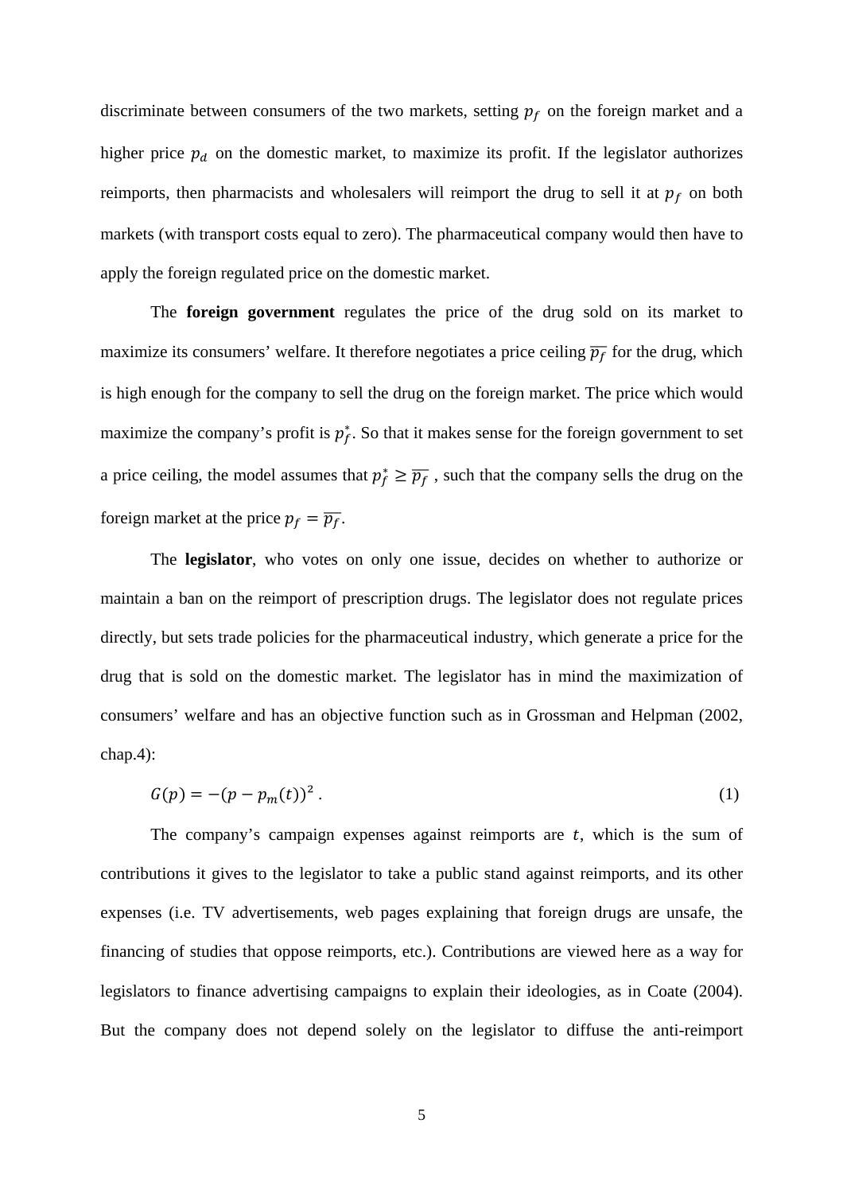discriminate between consumers of the two markets, setting $p_f$ on the foreign market and a higher price $p_d$ on the domestic market, to maximize its profit. If the legislator authorizes reimports, then pharmacists and wholesalers will reimport the drug to sell it at $p_f$ on both markets (with transport costs equal to zero). The pharmaceutical company would then have to apply the foreign regulated price on the domestic market.

The **foreign government** regulates the price of the drug sold on its market to maximize its consumers' welfare. It therefore negotiates a price ceiling $\overline{p_f}$ for the drug, which is high enough for the company to sell the drug on the foreign market. The price which would maximize the company's profit is $p_f^*$. So that it makes sense for the foreign government to set a price ceiling, the model assumes that $p_f^* \geq \overline{p_f}$ , such that the company sells the drug on the foreign market at the price $p_f = \overline{p_f}$.

The **legislator**, who votes on only one issue, decides on whether to authorize or maintain a ban on the reimport of prescription drugs. The legislator does not regulate prices directly, but sets trade policies for the pharmaceutical industry, which generate a price for the drug that is sold on the domestic market. The legislator has in mind the maximization of consumers' welfare and has an objective function such as in Grossman and Helpman (2002, chap.4):

$$G(p) = -(p - p_m(t))^2 \,. \tag{1}$$

The company's campaign expenses against reimports are $t$, which is the sum of contributions it gives to the legislator to take a public stand against reimports, and its other expenses (i.e. TV advertisements, web pages explaining that foreign drugs are unsafe, the financing of studies that oppose reimports, etc.). Contributions are viewed here as a way for legislators to finance advertising campaigns to explain their ideologies, as in Coate (2004). But the company does not depend solely on the legislator to diffuse the anti-reimport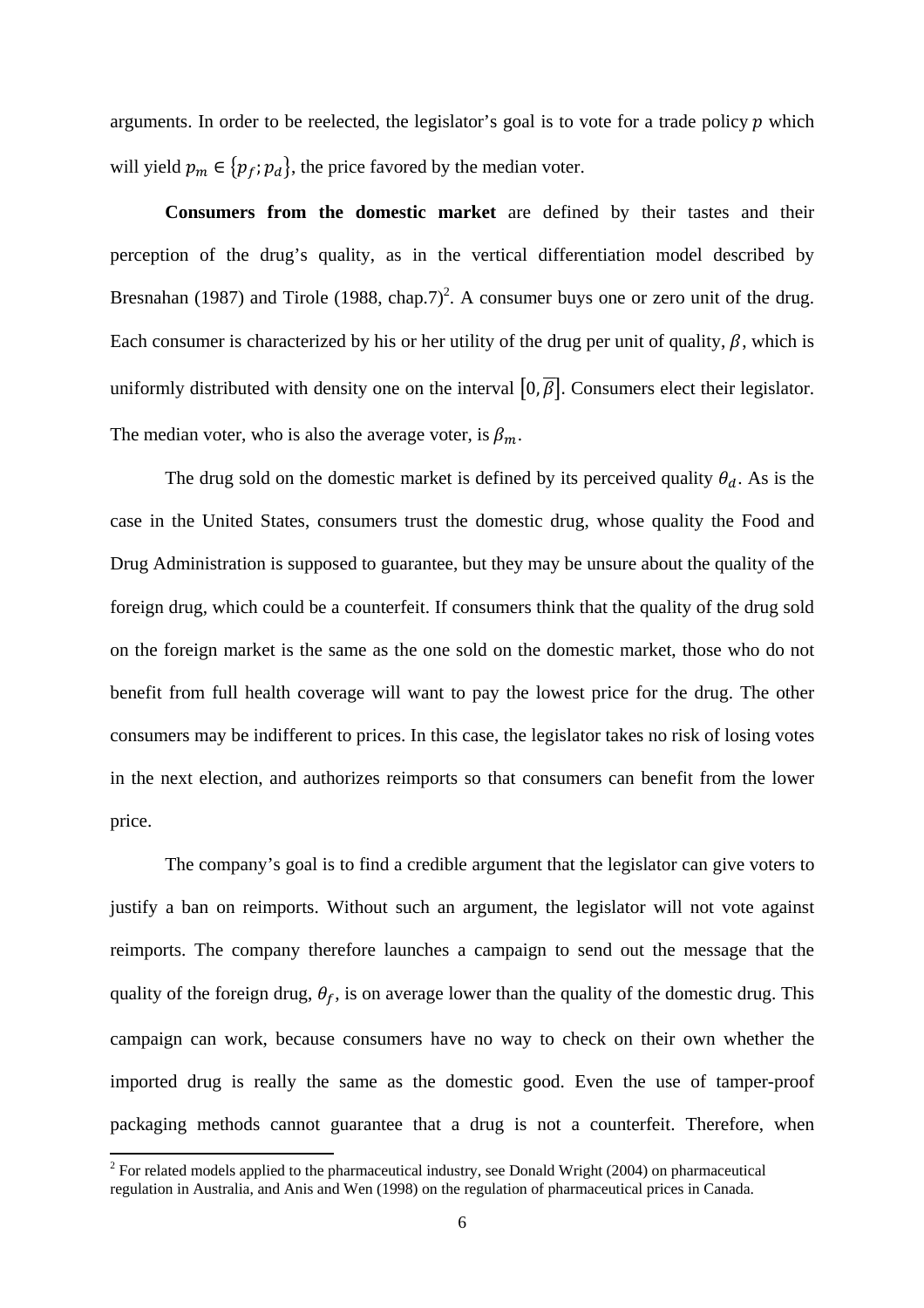arguments. In order to be reelected, the legislator's goal is to vote for a trade policy $p$ which will yield $p_m \in \{p_f; p_d\}$, the price favored by the median voter.

**Consumers from the domestic market** are defined by their tastes and their perception of the drug's quality, as in the vertical differentiation model described by Bresnahan (1987) and Tirole (1988, chap.7)[2]. A consumer buys one or zero unit of the drug. Each consumer is characterized by his or her utility of the drug per unit of quality, $\beta$, which is uniformly distributed with density one on the interval $[0, \overline{\beta}]$. Consumers elect their legislator. The median voter, who is also the average voter, is $\beta_m$.

The drug sold on the domestic market is defined by its perceived quality $\theta_d$. As is the case in the United States, consumers trust the domestic drug, whose quality the Food and Drug Administration is supposed to guarantee, but they may be unsure about the quality of the foreign drug, which could be a counterfeit. If consumers think that the quality of the drug sold on the foreign market is the same as the one sold on the domestic market, those who do not benefit from full health coverage will want to pay the lowest price for the drug. The other consumers may be indifferent to prices. In this case, the legislator takes no risk of losing votes in the next election, and authorizes reimports so that consumers can benefit from the lower price.

The company's goal is to find a credible argument that the legislator can give voters to justify a ban on reimports. Without such an argument, the legislator will not vote against reimports. The company therefore launches a campaign to send out the message that the quality of the foreign drug, $\theta_f$, is on average lower than the quality of the domestic drug. This campaign can work, because consumers have no way to check on their own whether the imported drug is really the same as the domestic good. Even the use of tamper-proof packaging methods cannot guarantee that a drug is not a counterfeit. Therefore, when

[2] For related models applied to the pharmaceutical industry, see Donald Wright (2004) on pharmaceutical regulation in Australia, and Anis and Wen (1998) on the regulation of pharmaceutical prices in Canada.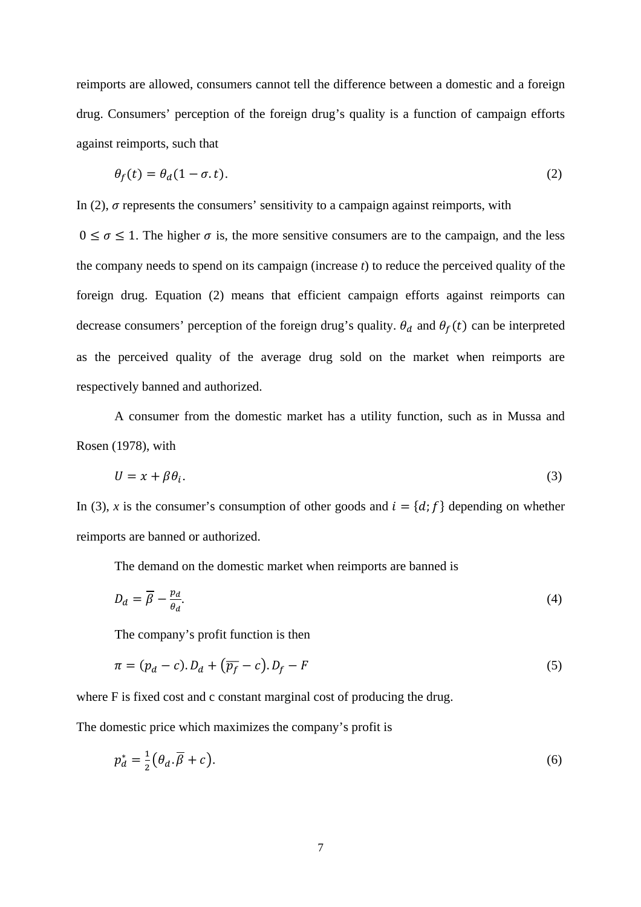reimports are allowed, consumers cannot tell the difference between a domestic and a foreign drug. Consumers' perception of the foreign drug's quality is a function of campaign efforts against reimports, such that

$$\theta_f(t) = \theta_d(1 - \sigma.t). \tag{2}$$

In (2), $\sigma$ represents the consumers' sensitivity to a campaign against reimports, with $0 \leq \sigma \leq 1$. The higher $\sigma$ is, the more sensitive consumers are to the campaign, and the less the company needs to spend on its campaign (increase *t*) to reduce the perceived quality of the foreign drug. Equation (2) means that efficient campaign efforts against reimports can decrease consumers' perception of the foreign drug's quality. $\theta_d$ and $\theta_f(t)$ can be interpreted as the perceived quality of the average drug sold on the market when reimports are respectively banned and authorized.

A consumer from the domestic market has a utility function, such as in Mussa and Rosen (1978), with

$$U = x + \beta\theta_i. \tag{3}$$

In (3), *x* is the consumer's consumption of other goods and $i = \{d; f\}$ depending on whether reimports are banned or authorized.

The demand on the domestic market when reimports are banned is

$$D_d = \overline{\beta} - \frac{p_d}{\theta_d}. \tag{4}$$

The company's profit function is then

$$\pi = (p_d - c).D_d + (\overline{p_f} - c).D_f - F \tag{5}$$

where F is fixed cost and c constant marginal cost of producing the drug.

The domestic price which maximizes the company's profit is

$$p_d^* = \frac{1}{2}(\theta_d.\overline{\beta} + c). \tag{6}$$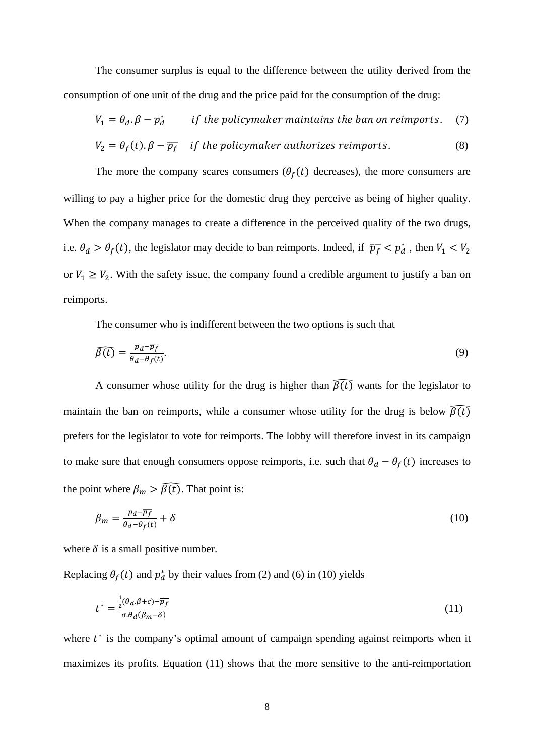The consumer surplus is equal to the difference between the utility derived from the consumption of one unit of the drug and the price paid for the consumption of the drug:

$$V_1 = \theta_d . \beta - p_d^* \qquad \textit{if the policymaker maintains the ban on reimports}. \quad (7)$$

$$V_2 = \theta_f(t) . \beta - \overline{p_f} \quad \textit{if the policymaker authorizes reimports}. \quad (8)$$

The more the company scares consumers ($\theta_f(t)$ decreases), the more consumers are willing to pay a higher price for the domestic drug they perceive as being of higher quality. When the company manages to create a difference in the perceived quality of the two drugs, i.e. $\theta_d > \theta_f(t)$, the legislator may decide to ban reimports. Indeed, if $\overline{p_f} < p_d^*$ , then $V_1 < V_2$ or $V_1 \geq V_2$. With the safety issue, the company found a credible argument to justify a ban on reimports.

The consumer who is indifferent between the two options is such that

$$\widehat{\beta(t)} = \frac{p_d - \overline{p_f}}{\theta_d - \theta_f(t)}. \quad (9)$$

A consumer whose utility for the drug is higher than $\widehat{\beta(t)}$ wants for the legislator to maintain the ban on reimports, while a consumer whose utility for the drug is below $\widehat{\beta(t)}$ prefers for the legislator to vote for reimports. The lobby will therefore invest in its campaign to make sure that enough consumers oppose reimports, i.e. such that $\theta_d - \theta_f(t)$ increases to the point where $\beta_m > \widehat{\beta(t)}$. That point is:

$$\beta_m = \frac{p_d - \overline{p_f}}{\theta_d - \theta_f(t)} + \delta \quad (10)$$

where $\delta$ is a small positive number.

Replacing $\theta_f(t)$ and $p_d^*$ by their values from (2) and (6) in (10) yields

$$t^* = \frac{\frac{1}{2}(\theta_d . \overline{\beta} + c) - \overline{p_f}}{\sigma . \theta_d (\beta_m - \delta)} \quad (11)$$

where $t^*$ is the company's optimal amount of campaign spending against reimports when it maximizes its profits. Equation (11) shows that the more sensitive to the anti-reimportation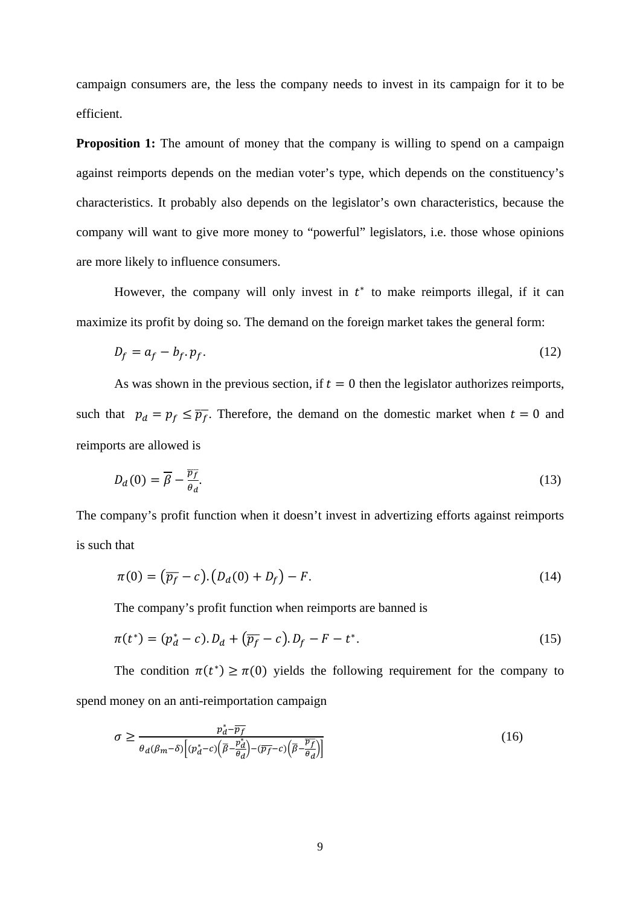campaign consumers are, the less the company needs to invest in its campaign for it to be efficient.

**Proposition 1:** The amount of money that the company is willing to spend on a campaign against reimports depends on the median voter's type, which depends on the constituency's characteristics. It probably also depends on the legislator's own characteristics, because the company will want to give more money to "powerful" legislators, i.e. those whose opinions are more likely to influence consumers.

However, the company will only invest in $t^*$ to make reimports illegal, if it can maximize its profit by doing so. The demand on the foreign market takes the general form:

$$D_f = a_f - b_f . p_f . \tag{12}$$

As was shown in the previous section, if $t = 0$ then the legislator authorizes reimports, such that $p_d = p_f \leq \overline{p_f}$. Therefore, the demand on the domestic market when $t = 0$ and reimports are allowed is

$$D_d(0) = \overline{\beta} - \frac{\overline{p_f}}{\theta_d}. \tag{13}$$

The company's profit function when it doesn't invest in advertizing efforts against reimports is such that

$$\pi(0) = \left(\overline{p_f} - c\right).\left(D_d(0) + D_f\right) - F. \tag{14}$$

The company's profit function when reimports are banned is

$$\pi(t^*) = (p_d^* - c).D_d + \left(\overline{p_f} - c\right).D_f - F - t^*. \tag{15}$$

The condition $\pi(t^*) \geq \pi(0)$ yields the following requirement for the company to spend money on an anti-reimportation campaign

$$\sigma \geq \frac{p_d^* - \overline{p_f}}{\theta_d(\beta_m - \delta)\left[(p_d^* - c)\left(\overline{\beta} - \frac{p_d^*}{\theta_d}\right) - (\overline{p_f} - c)\left(\overline{\beta} - \frac{\overline{p_f}}{\theta_d}\right)\right]} \tag{16}$$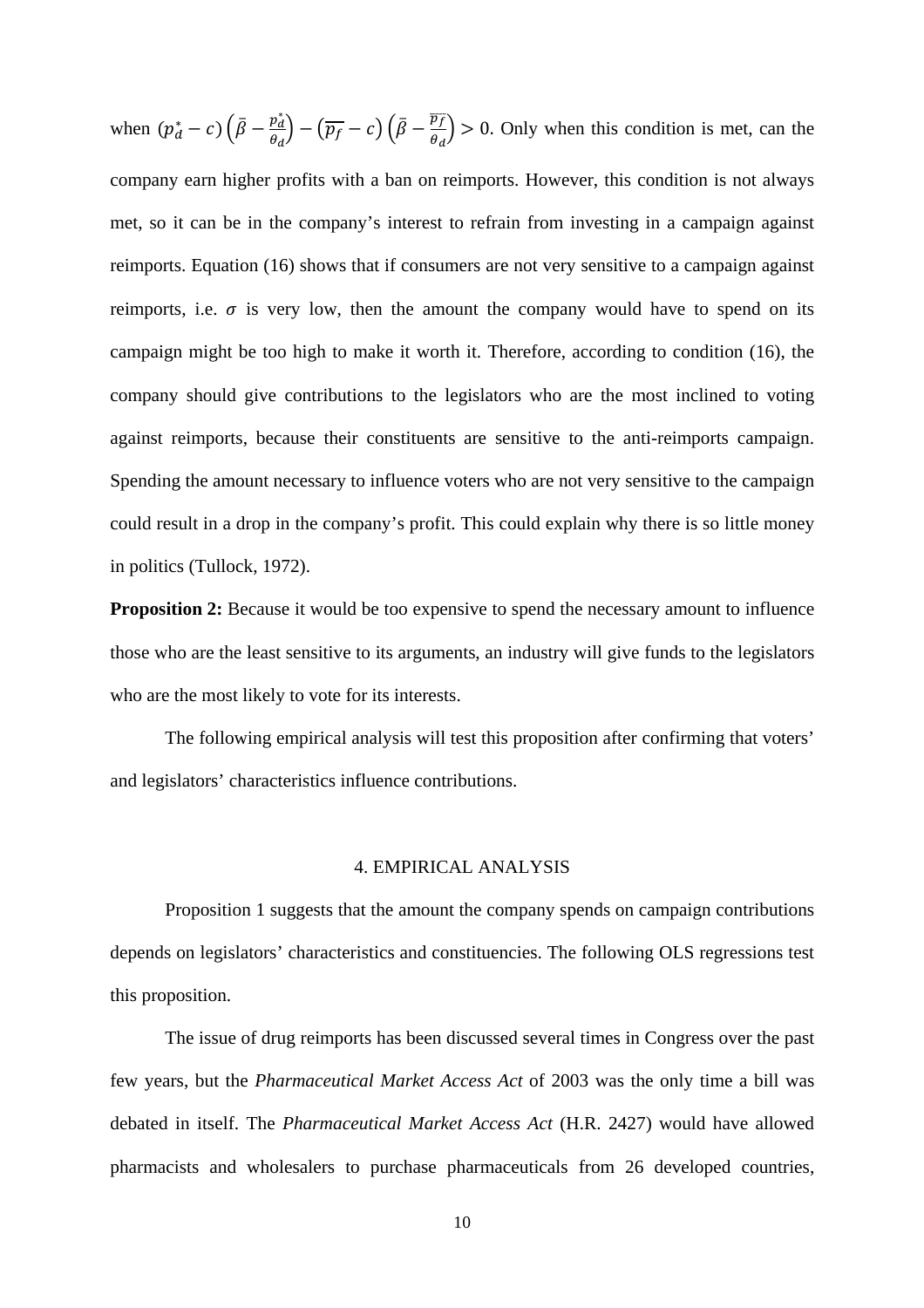when $(p_d^* - c)\left(\bar{\beta} - \frac{p_d^*}{\theta_d}\right) - (\overline{p_f} - c)\left(\bar{\beta} - \frac{\overline{p_f}}{\theta_d}\right) > 0$. Only when this condition is met, can the company earn higher profits with a ban on reimports. However, this condition is not always met, so it can be in the company's interest to refrain from investing in a campaign against reimports. Equation (16) shows that if consumers are not very sensitive to a campaign against reimports, i.e. $\sigma$ is very low, then the amount the company would have to spend on its campaign might be too high to make it worth it. Therefore, according to condition (16), the company should give contributions to the legislators who are the most inclined to voting against reimports, because their constituents are sensitive to the anti-reimports campaign. Spending the amount necessary to influence voters who are not very sensitive to the campaign could result in a drop in the company's profit. This could explain why there is so little money in politics (Tullock, 1972).

**Proposition 2:** Because it would be too expensive to spend the necessary amount to influence those who are the least sensitive to its arguments, an industry will give funds to the legislators who are the most likely to vote for its interests.

The following empirical analysis will test this proposition after confirming that voters' and legislators' characteristics influence contributions.

## 4. EMPIRICAL ANALYSIS

Proposition 1 suggests that the amount the company spends on campaign contributions depends on legislators' characteristics and constituencies. The following OLS regressions test this proposition.

The issue of drug reimports has been discussed several times in Congress over the past few years, but the *Pharmaceutical Market Access Act* of 2003 was the only time a bill was debated in itself. The *Pharmaceutical Market Access Act* (H.R. 2427) would have allowed pharmacists and wholesalers to purchase pharmaceuticals from 26 developed countries,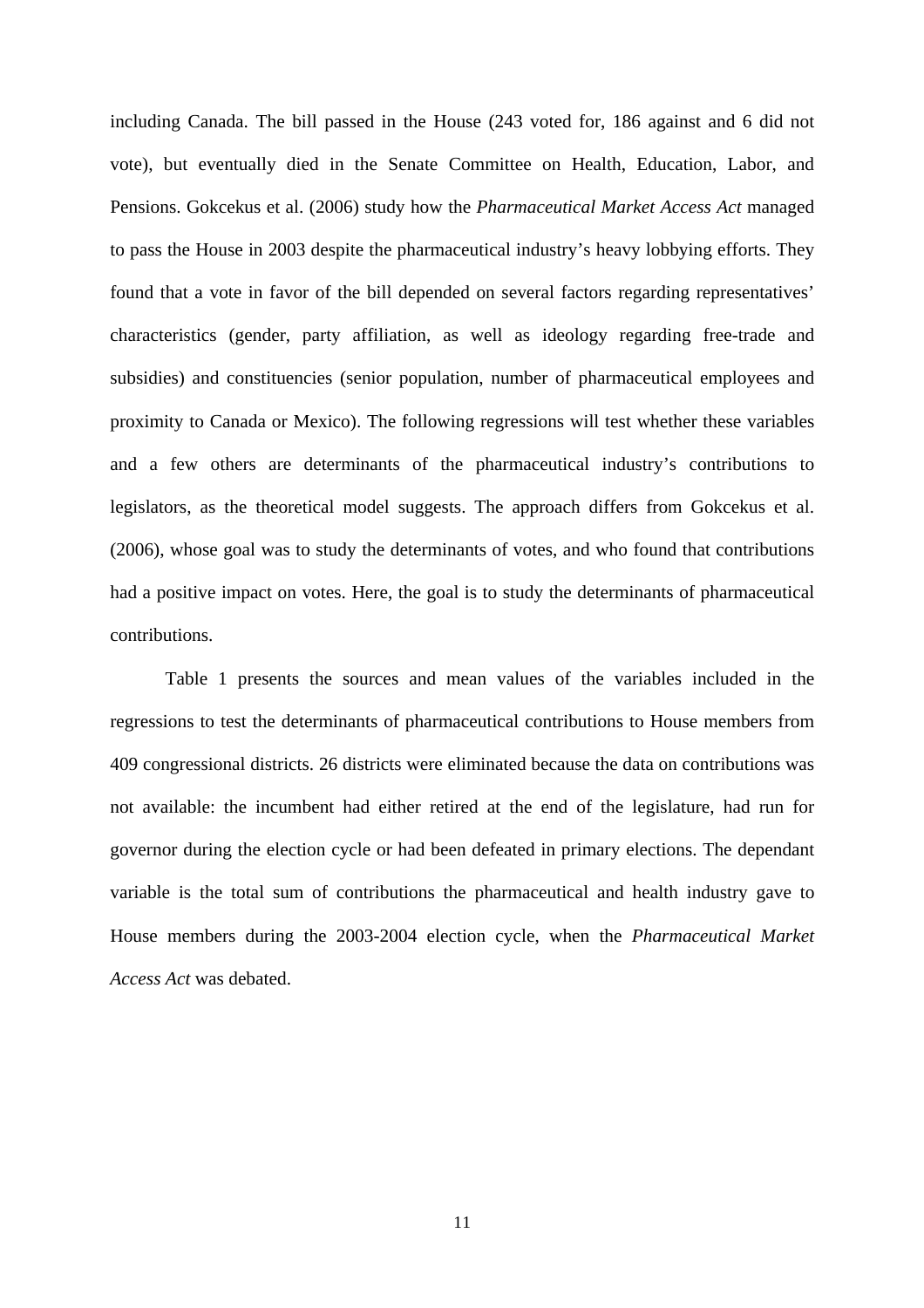including Canada. The bill passed in the House (243 voted for, 186 against and 6 did not vote), but eventually died in the Senate Committee on Health, Education, Labor, and Pensions. Gokcekus et al. (2006) study how the *Pharmaceutical Market Access Act* managed to pass the House in 2003 despite the pharmaceutical industry's heavy lobbying efforts. They found that a vote in favor of the bill depended on several factors regarding representatives' characteristics (gender, party affiliation, as well as ideology regarding free-trade and subsidies) and constituencies (senior population, number of pharmaceutical employees and proximity to Canada or Mexico). The following regressions will test whether these variables and a few others are determinants of the pharmaceutical industry's contributions to legislators, as the theoretical model suggests. The approach differs from Gokcekus et al. (2006), whose goal was to study the determinants of votes, and who found that contributions had a positive impact on votes. Here, the goal is to study the determinants of pharmaceutical contributions.

Table 1 presents the sources and mean values of the variables included in the regressions to test the determinants of pharmaceutical contributions to House members from 409 congressional districts. 26 districts were eliminated because the data on contributions was not available: the incumbent had either retired at the end of the legislature, had run for governor during the election cycle or had been defeated in primary elections. The dependant variable is the total sum of contributions the pharmaceutical and health industry gave to House members during the 2003-2004 election cycle, when the *Pharmaceutical Market Access Act* was debated.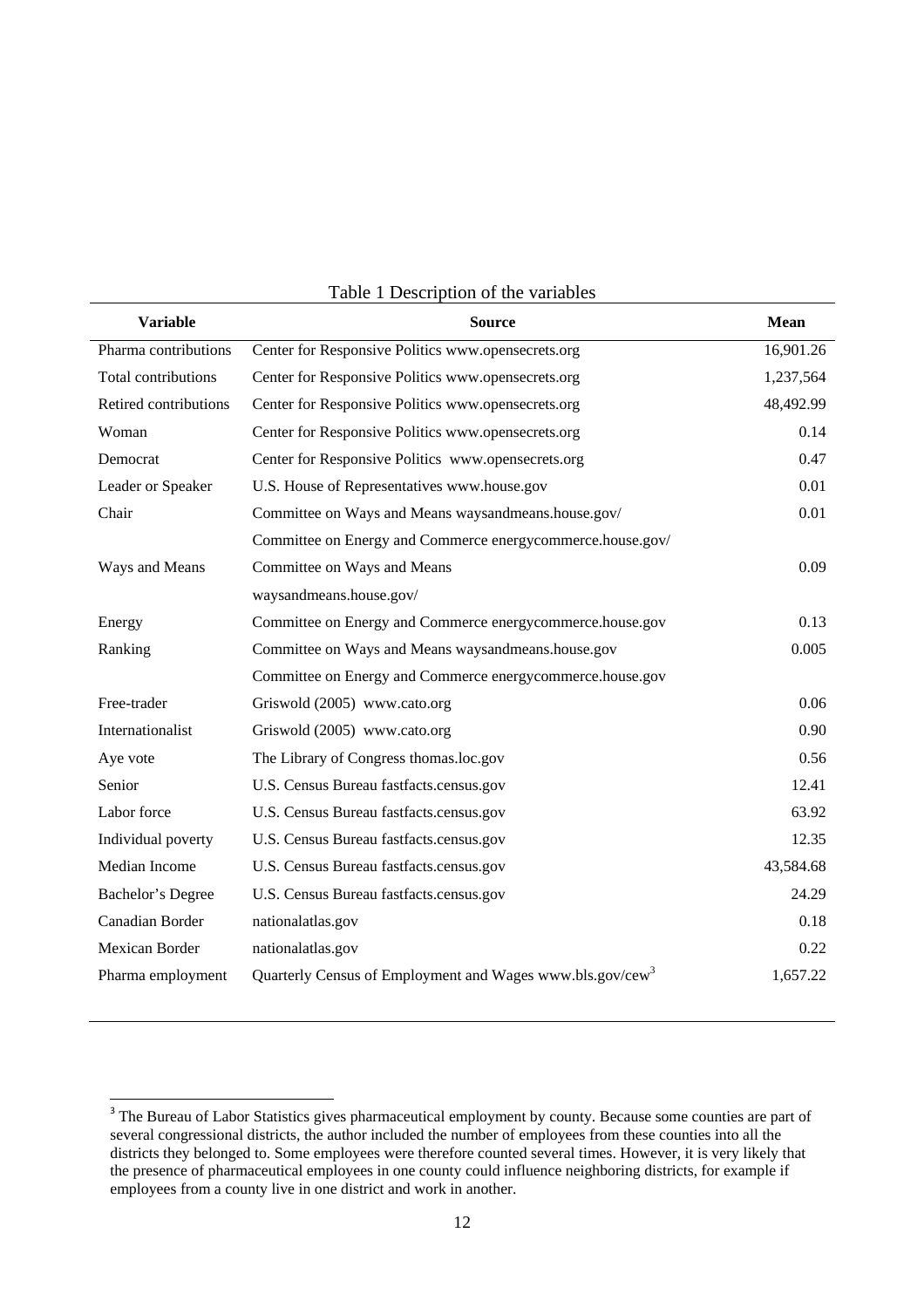Table 1 Description of the variables

| Variable | Source | Mean |
|---|---|---|
| Pharma contributions | Center for Responsive Politics www.opensecrets.org | 16,901.26 |
| Total contributions | Center for Responsive Politics www.opensecrets.org | 1,237,564 |
| Retired contributions | Center for Responsive Politics www.opensecrets.org | 48,492.99 |
| Woman | Center for Responsive Politics www.opensecrets.org | 0.14 |
| Democrat | Center for Responsive Politics www.opensecrets.org | 0.47 |
| Leader or Speaker | U.S. House of Representatives www.house.gov | 0.01 |
| Chair | Committee on Ways and Means waysandmeans.house.gov/ Committee on Energy and Commerce energycommerce.house.gov/ | 0.01 |
| Ways and Means | Committee on Ways and Means waysandmeans.house.gov/ | 0.09 |
| Energy | Committee on Energy and Commerce energycommerce.house.gov | 0.13 |
| Ranking | Committee on Ways and Means waysandmeans.house.gov Committee on Energy and Commerce energycommerce.house.gov | 0.005 |
| Free-trader | Griswold (2005) www.cato.org | 0.06 |
| Internationalist | Griswold (2005) www.cato.org | 0.90 |
| Aye vote | The Library of Congress thomas.loc.gov | 0.56 |
| Senior | U.S. Census Bureau fastfacts.census.gov | 12.41 |
| Labor force | U.S. Census Bureau fastfacts.census.gov | 63.92 |
| Individual poverty | U.S. Census Bureau fastfacts.census.gov | 12.35 |
| Median Income | U.S. Census Bureau fastfacts.census.gov | 43,584.68 |
| Bachelor's Degree | U.S. Census Bureau fastfacts.census.gov | 24.29 |
| Canadian Border | nationalatlas.gov | 0.18 |
| Mexican Border | nationalatlas.gov | 0.22 |
| Pharma employment | Quarterly Census of Employment and Wages www.bls.gov/cew[3] | 1,657.22 |

[3] The Bureau of Labor Statistics gives pharmaceutical employment by county. Because some counties are part of several congressional districts, the author included the number of employees from these counties into all the districts they belonged to. Some employees were therefore counted several times. However, it is very likely that the presence of pharmaceutical employees in one county could influence neighboring districts, for example if employees from a county live in one district and work in another.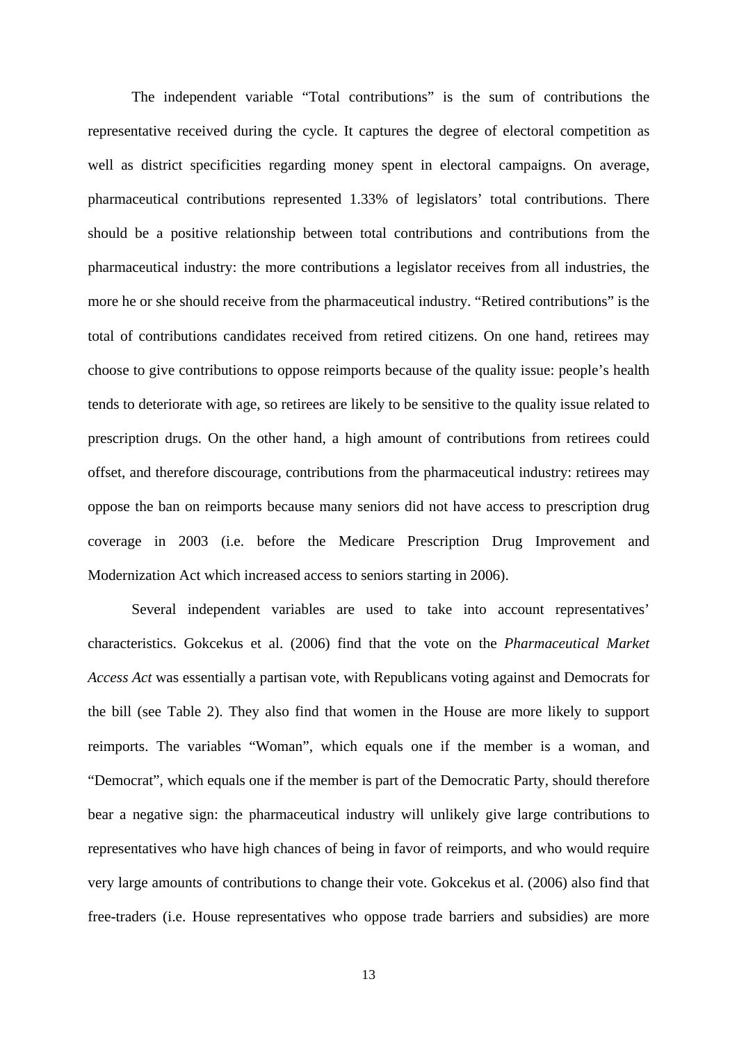The independent variable “Total contributions” is the sum of contributions the representative received during the cycle. It captures the degree of electoral competition as well as district specificities regarding money spent in electoral campaigns. On average, pharmaceutical contributions represented 1.33% of legislators’ total contributions. There should be a positive relationship between total contributions and contributions from the pharmaceutical industry: the more contributions a legislator receives from all industries, the more he or she should receive from the pharmaceutical industry. “Retired contributions” is the total of contributions candidates received from retired citizens. On one hand, retirees may choose to give contributions to oppose reimports because of the quality issue: people’s health tends to deteriorate with age, so retirees are likely to be sensitive to the quality issue related to prescription drugs. On the other hand, a high amount of contributions from retirees could offset, and therefore discourage, contributions from the pharmaceutical industry: retirees may oppose the ban on reimports because many seniors did not have access to prescription drug coverage in 2003 (i.e. before the Medicare Prescription Drug Improvement and Modernization Act which increased access to seniors starting in 2006).

Several independent variables are used to take into account representatives’ characteristics. Gokcekus et al. (2006) find that the vote on the *Pharmaceutical Market Access Act* was essentially a partisan vote, with Republicans voting against and Democrats for the bill (see Table 2). They also find that women in the House are more likely to support reimports. The variables “Woman”, which equals one if the member is a woman, and “Democrat”, which equals one if the member is part of the Democratic Party, should therefore bear a negative sign: the pharmaceutical industry will unlikely give large contributions to representatives who have high chances of being in favor of reimports, and who would require very large amounts of contributions to change their vote. Gokcekus et al. (2006) also find that free-traders (i.e. House representatives who oppose trade barriers and subsidies) are more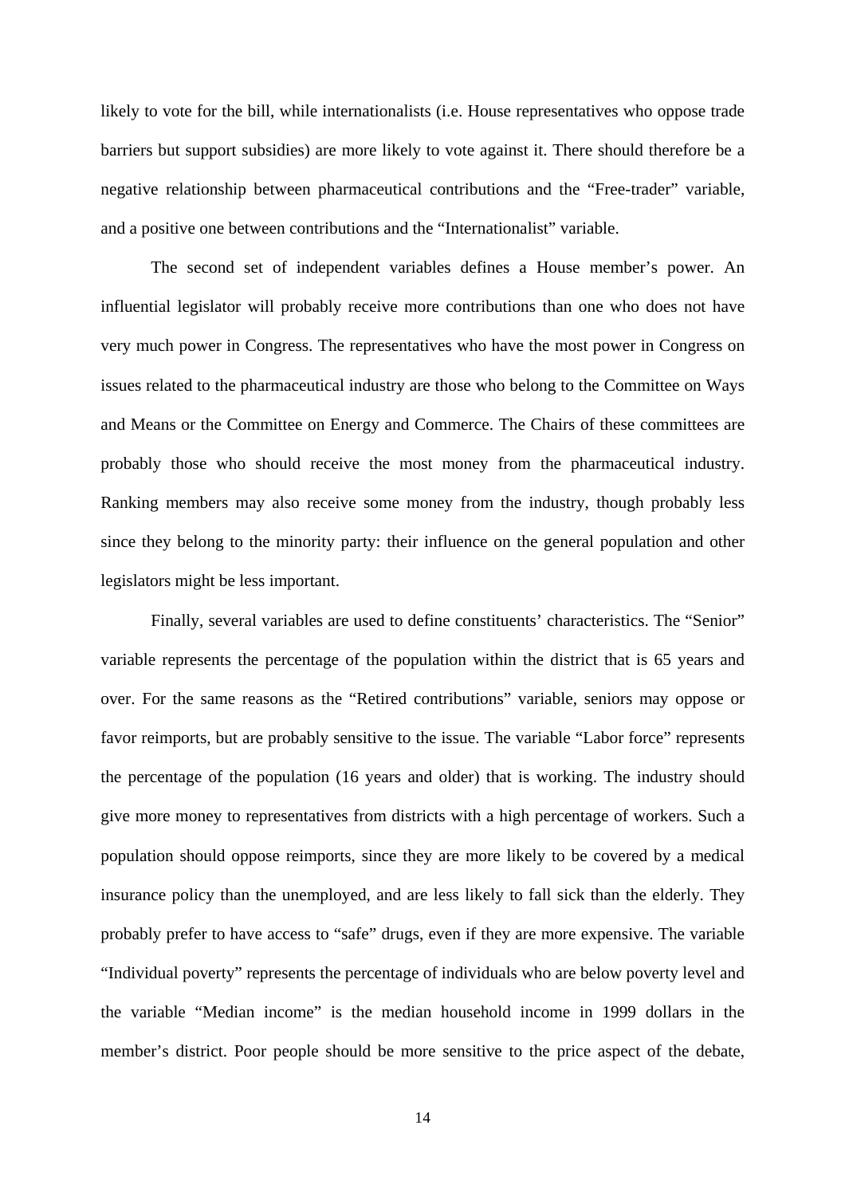likely to vote for the bill, while internationalists (i.e. House representatives who oppose trade barriers but support subsidies) are more likely to vote against it. There should therefore be a negative relationship between pharmaceutical contributions and the “Free-trader” variable, and a positive one between contributions and the “Internationalist” variable.

The second set of independent variables defines a House member’s power. An influential legislator will probably receive more contributions than one who does not have very much power in Congress. The representatives who have the most power in Congress on issues related to the pharmaceutical industry are those who belong to the Committee on Ways and Means or the Committee on Energy and Commerce. The Chairs of these committees are probably those who should receive the most money from the pharmaceutical industry. Ranking members may also receive some money from the industry, though probably less since they belong to the minority party: their influence on the general population and other legislators might be less important.

Finally, several variables are used to define constituents’ characteristics. The “Senior” variable represents the percentage of the population within the district that is 65 years and over. For the same reasons as the “Retired contributions” variable, seniors may oppose or favor reimports, but are probably sensitive to the issue. The variable “Labor force” represents the percentage of the population (16 years and older) that is working. The industry should give more money to representatives from districts with a high percentage of workers. Such a population should oppose reimports, since they are more likely to be covered by a medical insurance policy than the unemployed, and are less likely to fall sick than the elderly. They probably prefer to have access to “safe” drugs, even if they are more expensive. The variable “Individual poverty” represents the percentage of individuals who are below poverty level and the variable “Median income” is the median household income in 1999 dollars in the member’s district. Poor people should be more sensitive to the price aspect of the debate,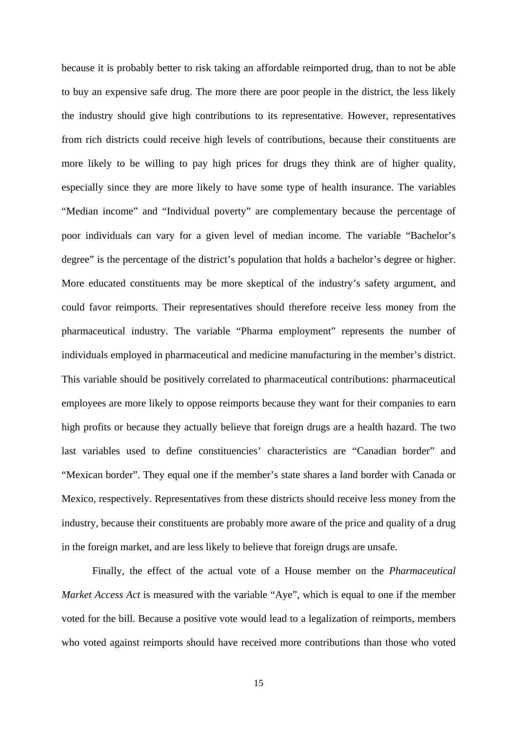because it is probably better to risk taking an affordable reimported drug, than to not be able to buy an expensive safe drug. The more there are poor people in the district, the less likely the industry should give high contributions to its representative. However, representatives from rich districts could receive high levels of contributions, because their constituents are more likely to be willing to pay high prices for drugs they think are of higher quality, especially since they are more likely to have some type of health insurance. The variables "Median income" and "Individual poverty" are complementary because the percentage of poor individuals can vary for a given level of median income. The variable "Bachelor's degree" is the percentage of the district's population that holds a bachelor's degree or higher. More educated constituents may be more skeptical of the industry's safety argument, and could favor reimports. Their representatives should therefore receive less money from the pharmaceutical industry. The variable "Pharma employment" represents the number of individuals employed in pharmaceutical and medicine manufacturing in the member's district. This variable should be positively correlated to pharmaceutical contributions: pharmaceutical employees are more likely to oppose reimports because they want for their companies to earn high profits or because they actually believe that foreign drugs are a health hazard. The two last variables used to define constituencies' characteristics are "Canadian border" and "Mexican border". They equal one if the member's state shares a land border with Canada or Mexico, respectively. Representatives from these districts should receive less money from the industry, because their constituents are probably more aware of the price and quality of a drug in the foreign market, and are less likely to believe that foreign drugs are unsafe.

Finally, the effect of the actual vote of a House member on the *Pharmaceutical Market Access Act* is measured with the variable "Aye", which is equal to one if the member voted for the bill. Because a positive vote would lead to a legalization of reimports, members who voted against reimports should have received more contributions than those who voted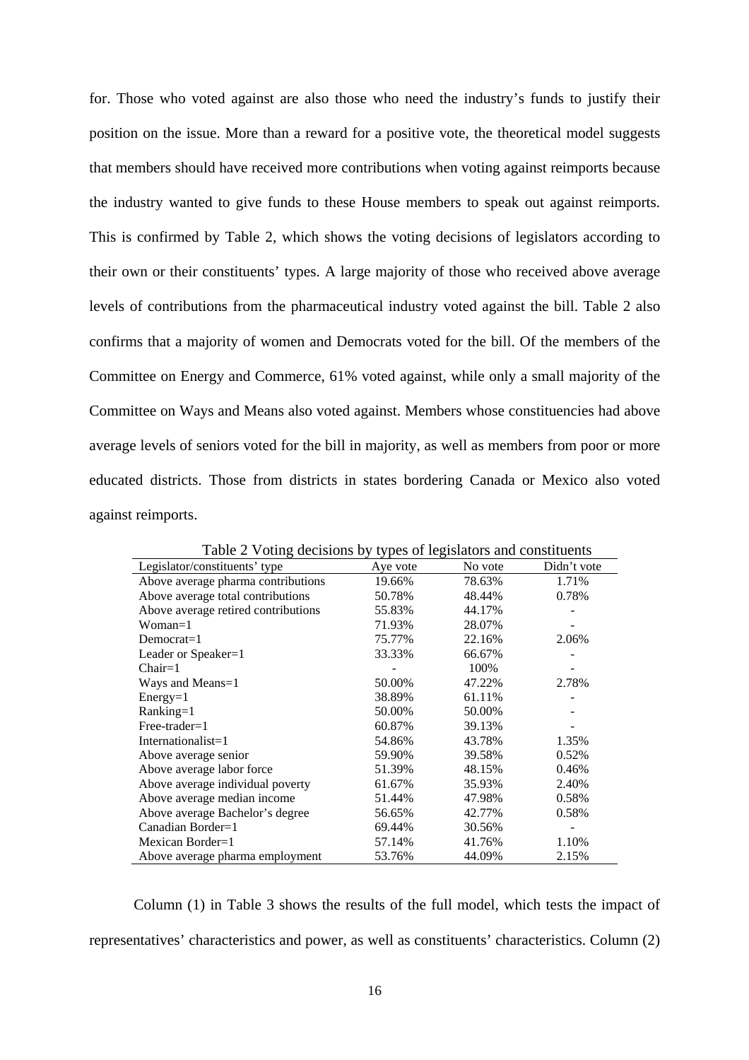for. Those who voted against are also those who need the industry's funds to justify their position on the issue. More than a reward for a positive vote, the theoretical model suggests that members should have received more contributions when voting against reimports because the industry wanted to give funds to these House members to speak out against reimports. This is confirmed by Table 2, which shows the voting decisions of legislators according to their own or their constituents' types. A large majority of those who received above average levels of contributions from the pharmaceutical industry voted against the bill. Table 2 also confirms that a majority of women and Democrats voted for the bill. Of the members of the Committee on Energy and Commerce, 61% voted against, while only a small majority of the Committee on Ways and Means also voted against. Members whose constituencies had above average levels of seniors voted for the bill in majority, as well as members from poor or more educated districts. Those from districts in states bordering Canada or Mexico also voted against reimports.

Table 2 Voting decisions by types of legislators and constituents

| Legislator/constituents' type | Aye vote | No vote | Didn't vote |
|---|---|---|---|
| Above average pharma contributions | 19.66% | 78.63% | 1.71% |
| Above average total contributions | 50.78% | 48.44% | 0.78% |
| Above average retired contributions | 55.83% | 44.17% | - |
| Woman=1 | 71.93% | 28.07% | - |
| Democrat=1 | 75.77% | 22.16% | 2.06% |
| Leader or Speaker=1 | 33.33% | 66.67% | - |
| Chair=1 | - | 100% | - |
| Ways and Means=1 | 50.00% | 47.22% | 2.78% |
| Energy=1 | 38.89% | 61.11% | - |
| Ranking=1 | 50.00% | 50.00% | - |
| Free-trader=1 | 60.87% | 39.13% | - |
| Internationalist=1 | 54.86% | 43.78% | 1.35% |
| Above average senior | 59.90% | 39.58% | 0.52% |
| Above average labor force | 51.39% | 48.15% | 0.46% |
| Above average individual poverty | 61.67% | 35.93% | 2.40% |
| Above average median income | 51.44% | 47.98% | 0.58% |
| Above average Bachelor's degree | 56.65% | 42.77% | 0.58% |
| Canadian Border=1 | 69.44% | 30.56% | - |
| Mexican Border=1 | 57.14% | 41.76% | 1.10% |
| Above average pharma employment | 53.76% | 44.09% | 2.15% |

Column (1) in Table 3 shows the results of the full model, which tests the impact of representatives' characteristics and power, as well as constituents' characteristics. Column (2)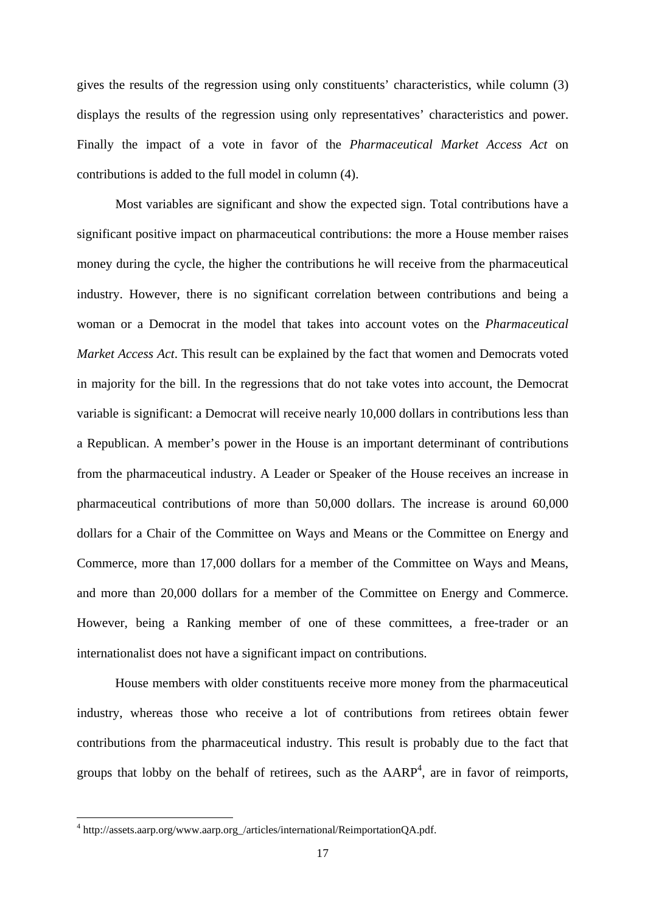gives the results of the regression using only constituents' characteristics, while column (3) displays the results of the regression using only representatives' characteristics and power. Finally the impact of a vote in favor of the *Pharmaceutical Market Access Act* on contributions is added to the full model in column (4).

Most variables are significant and show the expected sign. Total contributions have a significant positive impact on pharmaceutical contributions: the more a House member raises money during the cycle, the higher the contributions he will receive from the pharmaceutical industry. However, there is no significant correlation between contributions and being a woman or a Democrat in the model that takes into account votes on the *Pharmaceutical Market Access Act*. This result can be explained by the fact that women and Democrats voted in majority for the bill. In the regressions that do not take votes into account, the Democrat variable is significant: a Democrat will receive nearly 10,000 dollars in contributions less than a Republican. A member's power in the House is an important determinant of contributions from the pharmaceutical industry. A Leader or Speaker of the House receives an increase in pharmaceutical contributions of more than 50,000 dollars. The increase is around 60,000 dollars for a Chair of the Committee on Ways and Means or the Committee on Energy and Commerce, more than 17,000 dollars for a member of the Committee on Ways and Means, and more than 20,000 dollars for a member of the Committee on Energy and Commerce. However, being a Ranking member of one of these committees, a free-trader or an internationalist does not have a significant impact on contributions.

House members with older constituents receive more money from the pharmaceutical industry, whereas those who receive a lot of contributions from retirees obtain fewer contributions from the pharmaceutical industry. This result is probably due to the fact that groups that lobby on the behalf of retirees, such as the AARP[4], are in favor of reimports,

[4] http://assets.aarp.org/www.aarp.org_/articles/international/ReimportationQA.pdf.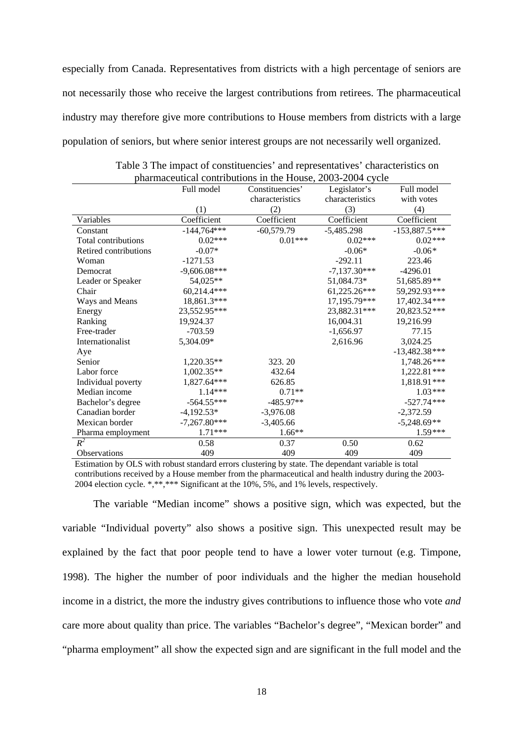especially from Canada. Representatives from districts with a high percentage of seniors are not necessarily those who receive the largest contributions from retirees. The pharmaceutical industry may therefore give more contributions to House members from districts with a large population of seniors, but where senior interest groups are not necessarily well organized.

Table 3 The impact of constituencies' and representatives' characteristics on pharmaceutical contributions in the House, 2003-2004 cycle

| | Full model | Constituencies' characteristics | Legislator's characteristics | Full model with votes |
|---|---|---|---|---|
| | (1) | (2) | (3) | (4) |
| Variables | Coefficient | Coefficient | Coefficient | Coefficient |
| Constant | -144,764*** | -60,579.79 | -5,485.298 | -153,887.5*** |
| Total contributions | 0.02*** | 0.01*** | 0.02*** | 0.02*** |
| Retired contributions | -0.07* | | -0.06* | -0.06* |
| Woman | -1271.53 | | -292.11 | 223.46 |
| Democrat | -9,606.08*** | | -7,137.30*** | -4296.01 |
| Leader or Speaker | 54,025** | | 51,084.73* | 51,685.89** |
| Chair | 60,214.4*** | | 61,225.26*** | 59,292.93*** |
| Ways and Means | 18,861.3*** | | 17,195.79*** | 17,402.34*** |
| Energy | 23,552.95*** | | 23,882.31*** | 20,823.52*** |
| Ranking | 19,924.37 | | 16,004.31 | 19,216.99 |
| Free-trader | -703.59 | | -1,656.97 | 77.15 |
| Internationalist | 5,304.09* | | 2,616.96 | 3,024.25 |
| Aye | | | | -13,482.38*** |
| Senior | 1,220.35** | 323. 20 | | 1,748.26*** |
| Labor force | 1,002.35** | 432.64 | | 1,222.81*** |
| Individual poverty | 1,827.64*** | 626.85 | | 1,818.91*** |
| Median income | 1.14*** | 0.71** | | 1.03*** |
| Bachelor's degree | -564.55*** | -485.97** | | -527.74*** |
| Canadian border | -4,192.53* | -3,976.08 | | -2,372.59 |
| Mexican border | -7,267.80*** | -3,405.66 | | -5,248.69** |
| Pharma employment | 1.71*** | 1.66** | | 1.59*** |
| $R^2$ | 0.58 | 0.37 | 0.50 | 0.62 |
| Observations | 409 | 409 | 409 | 409 |

Estimation by OLS with robust standard errors clustering by state. The dependant variable is total contributions received by a House member from the pharmaceutical and health industry during the 2003-2004 election cycle. *,**,*** Significant at the 10%, 5%, and 1% levels, respectively.

The variable "Median income" shows a positive sign, which was expected, but the variable "Individual poverty" also shows a positive sign. This unexpected result may be explained by the fact that poor people tend to have a lower voter turnout (e.g. Timpone, 1998). The higher the number of poor individuals and the higher the median household income in a district, the more the industry gives contributions to influence those who vote *and* care more about quality than price. The variables "Bachelor's degree", "Mexican border" and "pharma employment" all show the expected sign and are significant in the full model and the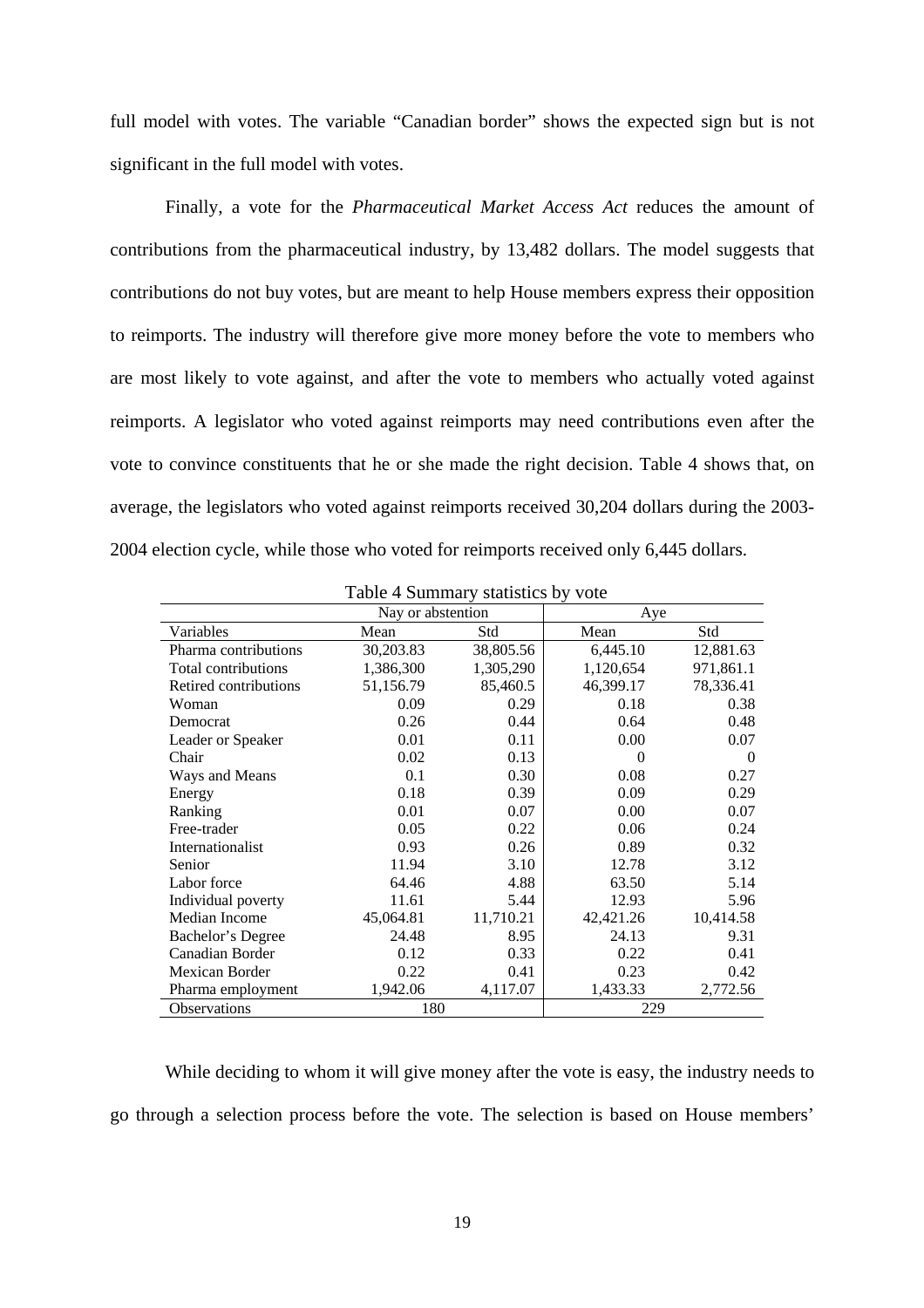full model with votes. The variable "Canadian border" shows the expected sign but is not significant in the full model with votes.

Finally, a vote for the *Pharmaceutical Market Access Act* reduces the amount of contributions from the pharmaceutical industry, by 13,482 dollars. The model suggests that contributions do not buy votes, but are meant to help House members express their opposition to reimports. The industry will therefore give more money before the vote to members who are most likely to vote against, and after the vote to members who actually voted against reimports. A legislator who voted against reimports may need contributions even after the vote to convince constituents that he or she made the right decision. Table 4 shows that, on average, the legislators who voted against reimports received 30,204 dollars during the 2003-2004 election cycle, while those who voted for reimports received only 6,445 dollars.

Table 4 Summary statistics by vote

| | Nay or abstention | | Aye | |
|---|---|---|---|---|
| Variables | Mean | Std | Mean | Std |
| Pharma contributions | 30,203.83 | 38,805.56 | 6,445.10 | 12,881.63 |
| Total contributions | 1,386,300 | 1,305,290 | 1,120,654 | 971,861.1 |
| Retired contributions | 51,156.79 | 85,460.5 | 46,399.17 | 78,336.41 |
| Woman | 0.09 | 0.29 | 0.18 | 0.38 |
| Democrat | 0.26 | 0.44 | 0.64 | 0.48 |
| Leader or Speaker | 0.01 | 0.11 | 0.00 | 0.07 |
| Chair | 0.02 | 0.13 | 0 | 0 |
| Ways and Means | 0.1 | 0.30 | 0.08 | 0.27 |
| Energy | 0.18 | 0.39 | 0.09 | 0.29 |
| Ranking | 0.01 | 0.07 | 0.00 | 0.07 |
| Free-trader | 0.05 | 0.22 | 0.06 | 0.24 |
| Internationalist | 0.93 | 0.26 | 0.89 | 0.32 |
| Senior | 11.94 | 3.10 | 12.78 | 3.12 |
| Labor force | 64.46 | 4.88 | 63.50 | 5.14 |
| Individual poverty | 11.61 | 5.44 | 12.93 | 5.96 |
| Median Income | 45,064.81 | 11,710.21 | 42,421.26 | 10,414.58 |
| Bachelor's Degree | 24.48 | 8.95 | 24.13 | 9.31 |
| Canadian Border | 0.12 | 0.33 | 0.22 | 0.41 |
| Mexican Border | 0.22 | 0.41 | 0.23 | 0.42 |
| Pharma employment | 1,942.06 | 4,117.07 | 1,433.33 | 2,772.56 |
| Observations | 180 | | 229 | |

While deciding to whom it will give money after the vote is easy, the industry needs to go through a selection process before the vote. The selection is based on House members'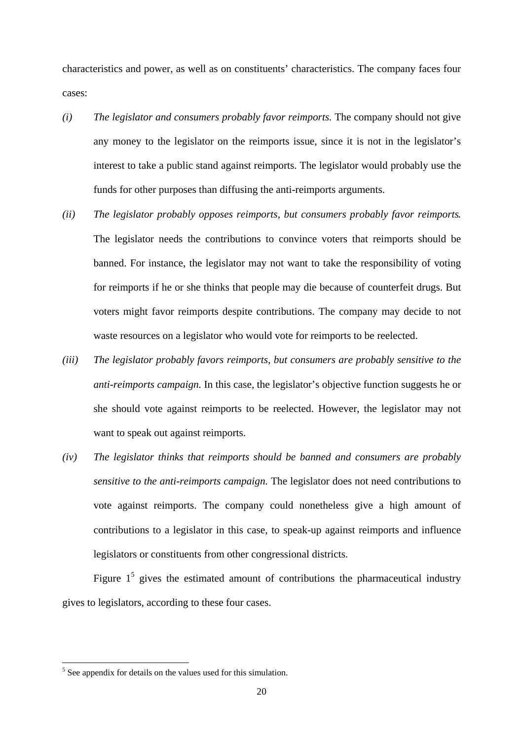characteristics and power, as well as on constituents' characteristics. The company faces four cases:

*(i)* *The legislator and consumers probably favor reimports.* The company should not give any money to the legislator on the reimports issue, since it is not in the legislator's interest to take a public stand against reimports. The legislator would probably use the funds for other purposes than diffusing the anti-reimports arguments.

*(ii)* *The legislator probably opposes reimports, but consumers probably favor reimports.* The legislator needs the contributions to convince voters that reimports should be banned. For instance, the legislator may not want to take the responsibility of voting for reimports if he or she thinks that people may die because of counterfeit drugs. But voters might favor reimports despite contributions. The company may decide to not waste resources on a legislator who would vote for reimports to be reelected.

*(iii)* *The legislator probably favors reimports, but consumers are probably sensitive to the anti-reimports campaign.* In this case, the legislator's objective function suggests he or she should vote against reimports to be reelected. However, the legislator may not want to speak out against reimports.

*(iv)* *The legislator thinks that reimports should be banned and consumers are probably sensitive to the anti-reimports campaign.* The legislator does not need contributions to vote against reimports. The company could nonetheless give a high amount of contributions to a legislator in this case, to speak-up against reimports and influence legislators or constituents from other congressional districts.

Figure 1[5] gives the estimated amount of contributions the pharmaceutical industry gives to legislators, according to these four cases.

[5] See appendix for details on the values used for this simulation.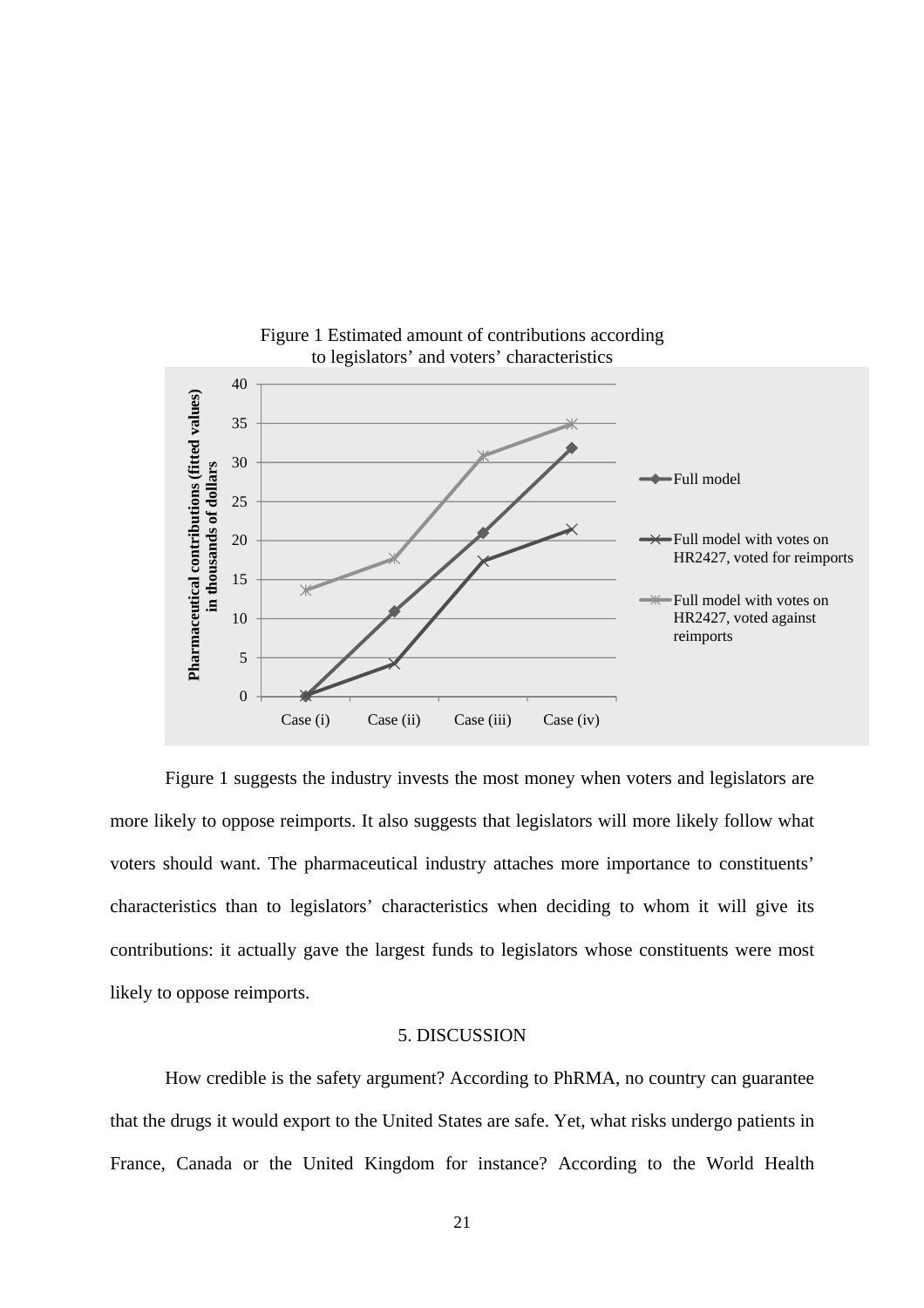Figure 1 Estimated amount of contributions according to legislators' and voters' characteristics

| | Case (i) | Case (ii) | Case (iii) | Case (iv) |
|---|---|---|---|---|
| Full model | 0 | 11 | 21 | 32 |
| Full model with votes on HR2427, voted for reimports | 0 | 4 | 17.5 | 21.5 |
| Full model with votes on HR2427, voted against reimports | 13.5 | 17.5 | 31 | 35 |

Figure 1 suggests the industry invests the most money when voters and legislators are more likely to oppose reimports. It also suggests that legislators will more likely follow what voters should want. The pharmaceutical industry attaches more importance to constituents' characteristics than to legislators' characteristics when deciding to whom it will give its contributions: it actually gave the largest funds to legislators whose constituents were most likely to oppose reimports.

## 5. DISCUSSION

How credible is the safety argument? According to PhRMA, no country can guarantee that the drugs it would export to the United States are safe. Yet, what risks undergo patients in France, Canada or the United Kingdom for instance? According to the World Health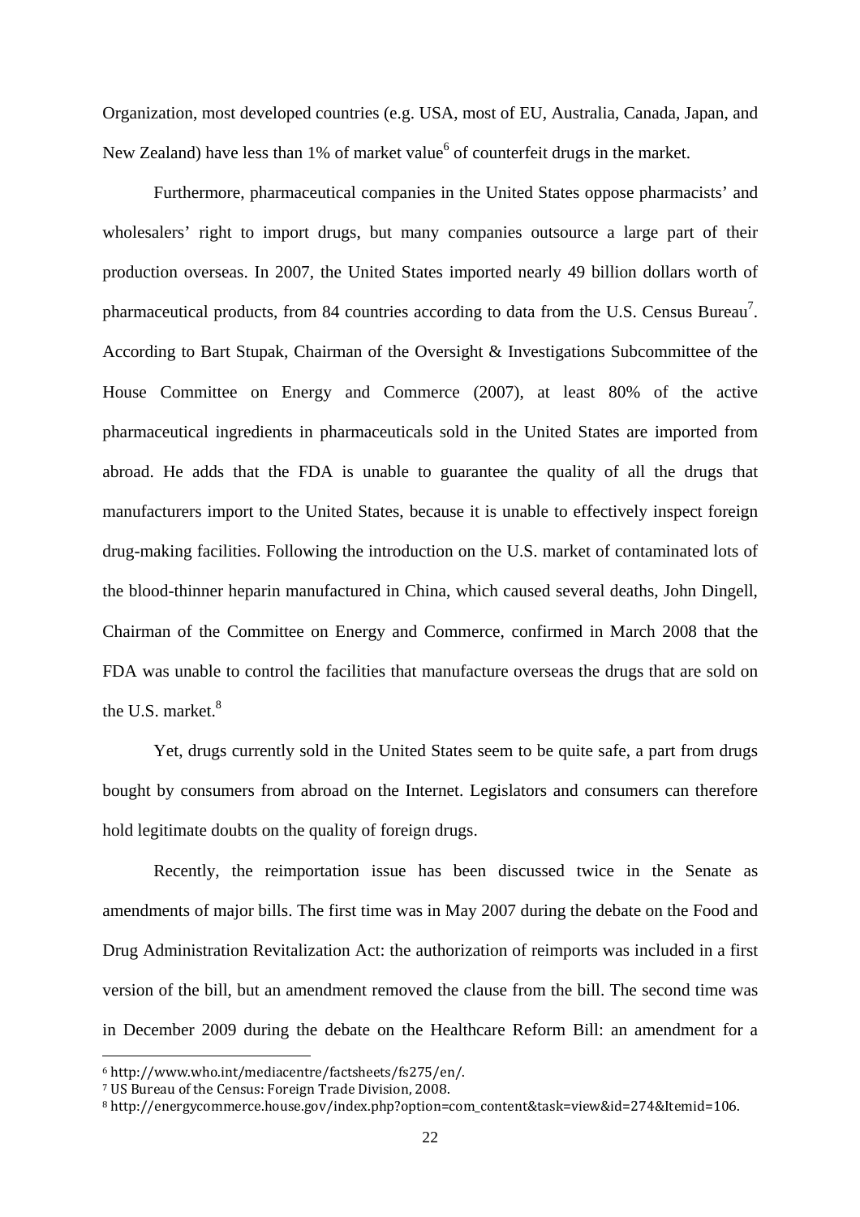Organization, most developed countries (e.g. USA, most of EU, Australia, Canada, Japan, and New Zealand) have less than 1% of market value[6] of counterfeit drugs in the market.

Furthermore, pharmaceutical companies in the United States oppose pharmacists' and wholesalers' right to import drugs, but many companies outsource a large part of their production overseas. In 2007, the United States imported nearly 49 billion dollars worth of pharmaceutical products, from 84 countries according to data from the U.S. Census Bureau[7]. According to Bart Stupak, Chairman of the Oversight & Investigations Subcommittee of the House Committee on Energy and Commerce (2007), at least 80% of the active pharmaceutical ingredients in pharmaceuticals sold in the United States are imported from abroad. He adds that the FDA is unable to guarantee the quality of all the drugs that manufacturers import to the United States, because it is unable to effectively inspect foreign drug-making facilities. Following the introduction on the U.S. market of contaminated lots of the blood-thinner heparin manufactured in China, which caused several deaths, John Dingell, Chairman of the Committee on Energy and Commerce, confirmed in March 2008 that the FDA was unable to control the facilities that manufacture overseas the drugs that are sold on the U.S. market.[8]

Yet, drugs currently sold in the United States seem to be quite safe, a part from drugs bought by consumers from abroad on the Internet. Legislators and consumers can therefore hold legitimate doubts on the quality of foreign drugs.

Recently, the reimportation issue has been discussed twice in the Senate as amendments of major bills. The first time was in May 2007 during the debate on the Food and Drug Administration Revitalization Act: the authorization of reimports was included in a first version of the bill, but an amendment removed the clause from the bill. The second time was in December 2009 during the debate on the Healthcare Reform Bill: an amendment for a

[6] http://www.who.int/mediacentre/factsheets/fs275/en/.

[7] US Bureau of the Census: Foreign Trade Division, 2008.

[8] http://energycommerce.house.gov/index.php?option=com_content&task=view&id=274&Itemid=106.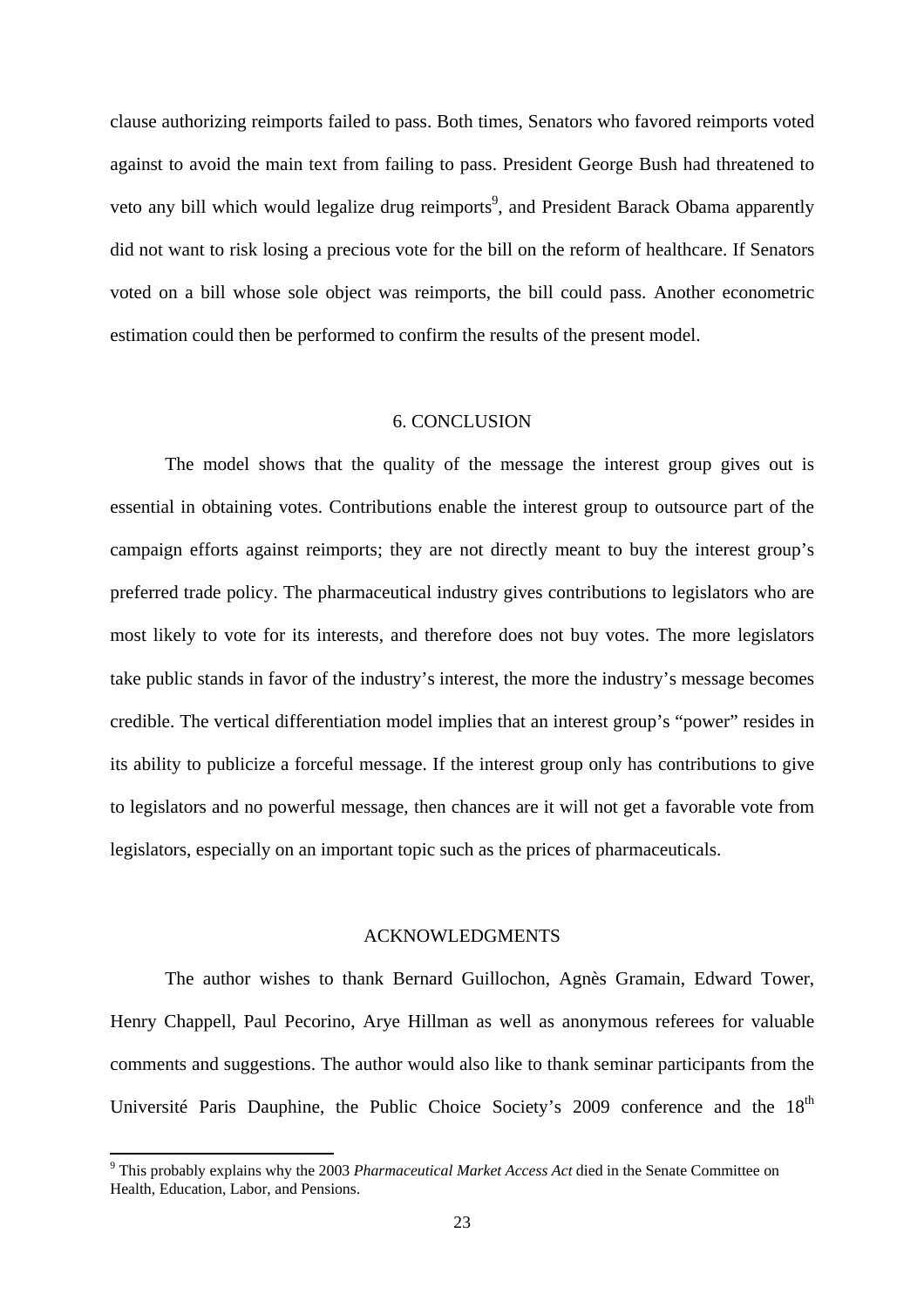clause authorizing reimports failed to pass. Both times, Senators who favored reimports voted against to avoid the main text from failing to pass. President George Bush had threatened to veto any bill which would legalize drug reimports[9], and President Barack Obama apparently did not want to risk losing a precious vote for the bill on the reform of healthcare. If Senators voted on a bill whose sole object was reimports, the bill could pass. Another econometric estimation could then be performed to confirm the results of the present model.

## 6. CONCLUSION

The model shows that the quality of the message the interest group gives out is essential in obtaining votes. Contributions enable the interest group to outsource part of the campaign efforts against reimports; they are not directly meant to buy the interest group's preferred trade policy. The pharmaceutical industry gives contributions to legislators who are most likely to vote for its interests, and therefore does not buy votes. The more legislators take public stands in favor of the industry's interest, the more the industry's message becomes credible. The vertical differentiation model implies that an interest group's "power" resides in its ability to publicize a forceful message. If the interest group only has contributions to give to legislators and no powerful message, then chances are it will not get a favorable vote from legislators, especially on an important topic such as the prices of pharmaceuticals.

## ACKNOWLEDGMENTS

The author wishes to thank Bernard Guillochon, Agnès Gramain, Edward Tower, Henry Chappell, Paul Pecorino, Arye Hillman as well as anonymous referees for valuable comments and suggestions. The author would also like to thank seminar participants from the Université Paris Dauphine, the Public Choice Society's 2009 conference and the 18th

[9] This probably explains why the 2003 *Pharmaceutical Market Access Act* died in the Senate Committee on Health, Education, Labor, and Pensions.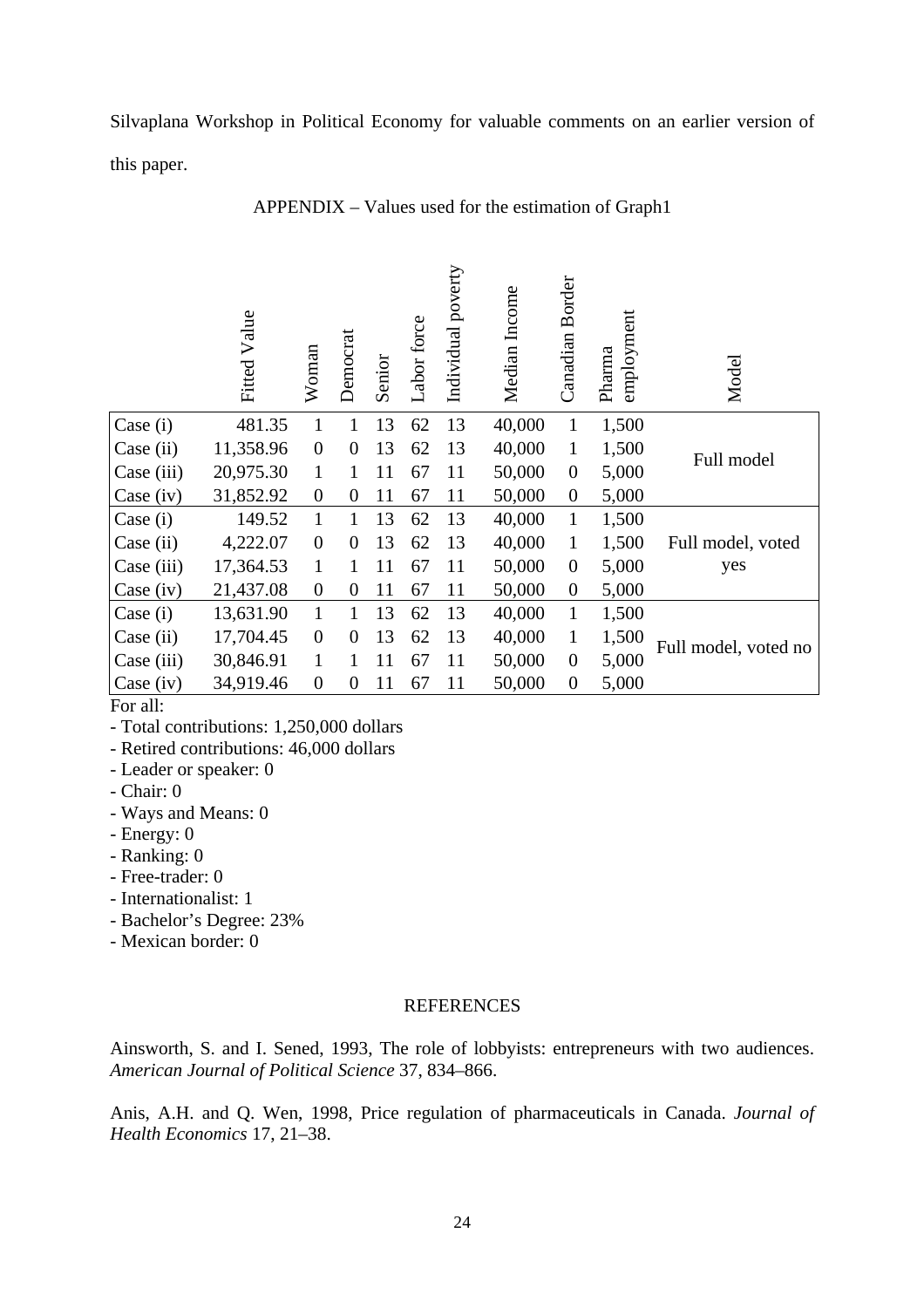Silvaplana Workshop in Political Economy for valuable comments on an earlier version of this paper.

## APPENDIX – Values used for the estimation of Graph1

| | Fitted Value | Woman | Democrat | Senior | Labor force | Individual poverty | Median Income | Canadian Border | Pharma employment | Model |
|---|---|---|---|---|---|---|---|---|---|---|
| Case (i) | 481.35 | 1 | 1 | 13 | 62 | 13 | 40,000 | 1 | 1,500 | Full model |
| Case (ii) | 11,358.96 | 0 | 0 | 13 | 62 | 13 | 40,000 | 1 | 1,500 | |
| Case (iii) | 20,975.30 | 1 | 1 | 11 | 67 | 11 | 50,000 | 0 | 5,000 | |
| Case (iv) | 31,852.92 | 0 | 0 | 11 | 67 | 11 | 50,000 | 0 | 5,000 | |
| Case (i) | 149.52 | 1 | 1 | 13 | 62 | 13 | 40,000 | 1 | 1,500 | Full model, voted yes |
| Case (ii) | 4,222.07 | 0 | 0 | 13 | 62 | 13 | 40,000 | 1 | 1,500 | |
| Case (iii) | 17,364.53 | 1 | 1 | 11 | 67 | 11 | 50,000 | 0 | 5,000 | |
| Case (iv) | 21,437.08 | 0 | 0 | 11 | 67 | 11 | 50,000 | 0 | 5,000 | |
| Case (i) | 13,631.90 | 1 | 1 | 13 | 62 | 13 | 40,000 | 1 | 1,500 | Full model, voted no |
| Case (ii) | 17,704.45 | 0 | 0 | 13 | 62 | 13 | 40,000 | 1 | 1,500 | |
| Case (iii) | 30,846.91 | 1 | 1 | 11 | 67 | 11 | 50,000 | 0 | 5,000 | |
| Case (iv) | 34,919.46 | 0 | 0 | 11 | 67 | 11 | 50,000 | 0 | 5,000 | |

For all:

- Total contributions: 1,250,000 dollars
- Retired contributions: 46,000 dollars
- Leader or speaker: 0
- Chair: 0
- Ways and Means: 0
- Energy: 0
- Ranking: 0
- Free-trader: 0
- Internationalist: 1
- Bachelor's Degree: 23%
- Mexican border: 0

## REFERENCES

Ainsworth, S. and I. Sened, 1993, The role of lobbyists: entrepreneurs with two audiences. *American Journal of Political Science* 37, 834–866.

Anis, A.H. and Q. Wen, 1998, Price regulation of pharmaceuticals in Canada. *Journal of Health Economics* 17, 21–38.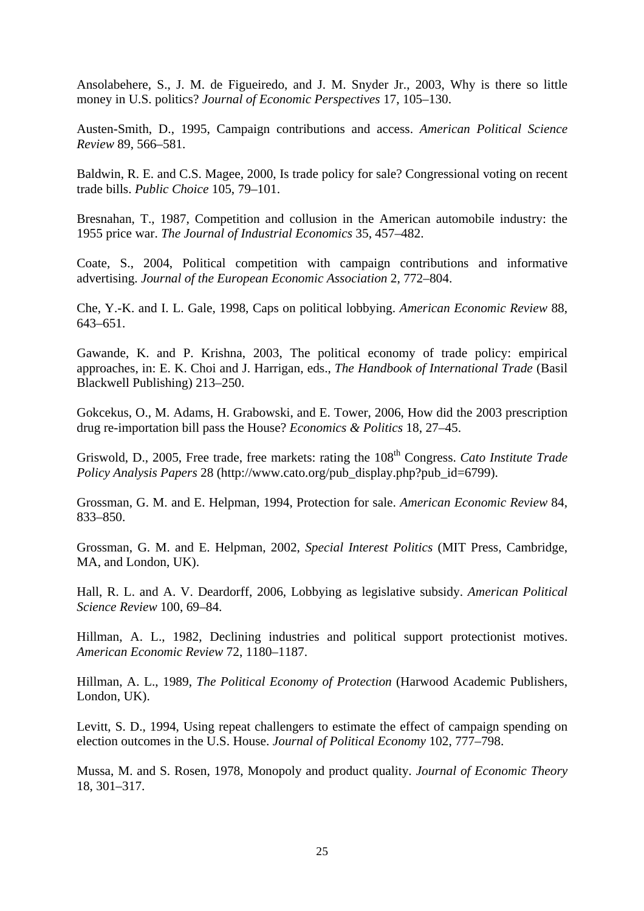Ansolabehere, S., J. M. de Figueiredo, and J. M. Snyder Jr., 2003, Why is there so little money in U.S. politics? *Journal of Economic Perspectives* 17, 105–130.

Austen-Smith, D., 1995, Campaign contributions and access. *American Political Science Review* 89, 566–581.

Baldwin, R. E. and C.S. Magee, 2000, Is trade policy for sale? Congressional voting on recent trade bills. *Public Choice* 105, 79–101.

Bresnahan, T., 1987, Competition and collusion in the American automobile industry: the 1955 price war. *The Journal of Industrial Economics* 35, 457–482.

Coate, S., 2004, Political competition with campaign contributions and informative advertising. *Journal of the European Economic Association* 2, 772–804.

Che, Y.-K. and I. L. Gale, 1998, Caps on political lobbying. *American Economic Review* 88, 643–651.

Gawande, K. and P. Krishna, 2003, The political economy of trade policy: empirical approaches, in: E. K. Choi and J. Harrigan, eds., *The Handbook of International Trade* (Basil Blackwell Publishing) 213–250.

Gokcekus, O., M. Adams, H. Grabowski, and E. Tower, 2006, How did the 2003 prescription drug re-importation bill pass the House? *Economics & Politics* 18, 27–45.

Griswold, D., 2005, Free trade, free markets: rating the 108th Congress. *Cato Institute Trade Policy Analysis Papers* 28 (http://www.cato.org/pub_display.php?pub_id=6799).

Grossman, G. M. and E. Helpman, 1994, Protection for sale. *American Economic Review* 84, 833–850.

Grossman, G. M. and E. Helpman, 2002, *Special Interest Politics* (MIT Press, Cambridge, MA, and London, UK).

Hall, R. L. and A. V. Deardorff, 2006, Lobbying as legislative subsidy. *American Political Science Review* 100, 69–84.

Hillman, A. L., 1982, Declining industries and political support protectionist motives. *American Economic Review* 72, 1180–1187.

Hillman, A. L., 1989, *The Political Economy of Protection* (Harwood Academic Publishers, London, UK).

Levitt, S. D., 1994, Using repeat challengers to estimate the effect of campaign spending on election outcomes in the U.S. House. *Journal of Political Economy* 102, 777–798.

Mussa, M. and S. Rosen, 1978, Monopoly and product quality. *Journal of Economic Theory* 18, 301–317.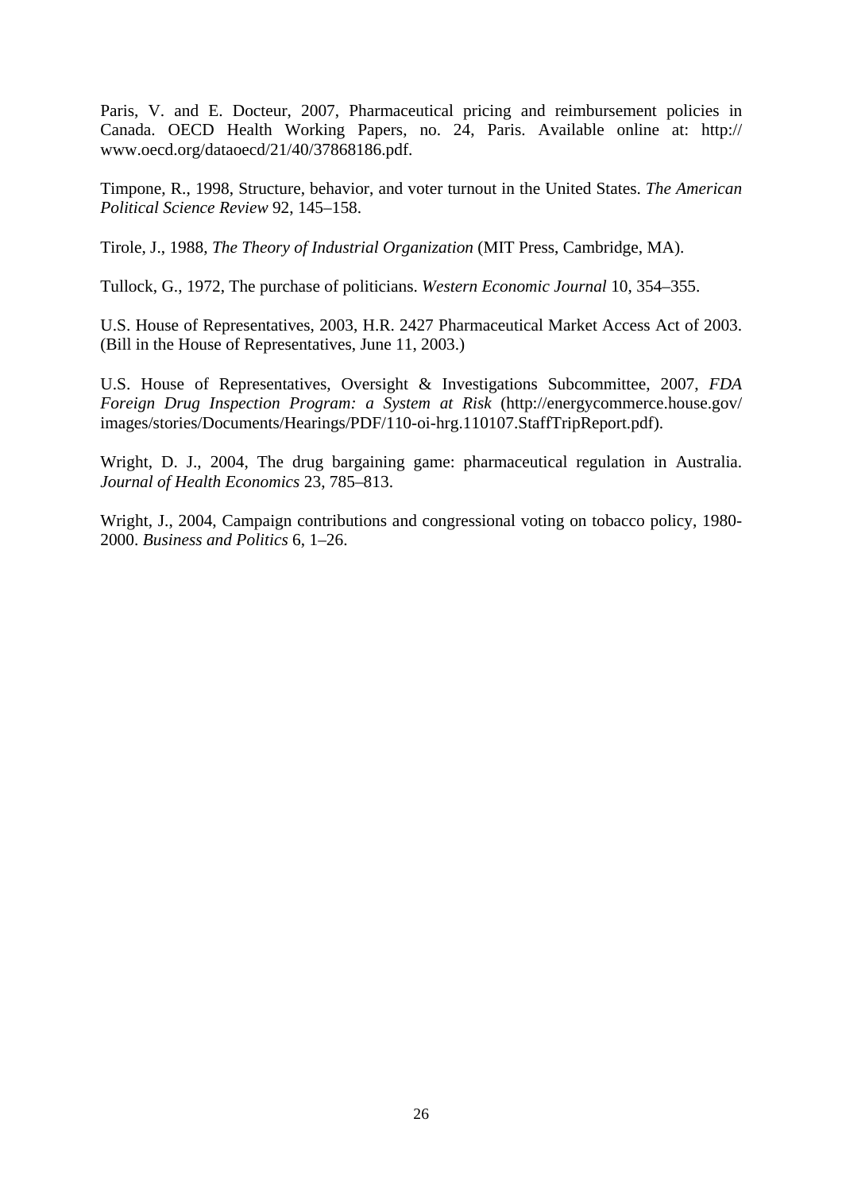Paris, V. and E. Docteur, 2007, Pharmaceutical pricing and reimbursement policies in Canada. OECD Health Working Papers, no. 24, Paris. Available online at: http://www.oecd.org/dataoecd/21/40/37868186.pdf.

Timpone, R., 1998, Structure, behavior, and voter turnout in the United States. *The American Political Science Review* 92, 145–158.

Tirole, J., 1988, *The Theory of Industrial Organization* (MIT Press, Cambridge, MA).

Tullock, G., 1972, The purchase of politicians. *Western Economic Journal* 10, 354–355.

U.S. House of Representatives, 2003, H.R. 2427 Pharmaceutical Market Access Act of 2003. (Bill in the House of Representatives, June 11, 2003.)

U.S. House of Representatives, Oversight & Investigations Subcommittee, 2007, *FDA Foreign Drug Inspection Program: a System at Risk* (http://energycommerce.house.gov/images/stories/Documents/Hearings/PDF/110-oi-hrg.110107.StaffTripReport.pdf).

Wright, D. J., 2004, The drug bargaining game: pharmaceutical regulation in Australia. *Journal of Health Economics* 23, 785–813.

Wright, J., 2004, Campaign contributions and congressional voting on tobacco policy, 1980-2000. *Business and Politics* 6, 1–26.